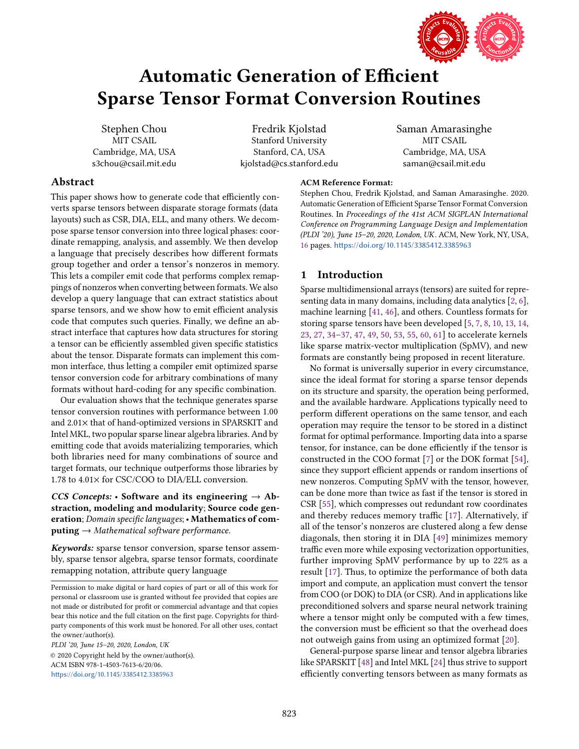# Automatic Generation of Efficient Sparse Tensor Format Conversion Routines

Stephen Chou
MIT CSAIL
Cambridge, MA, USA
s3chou@csail.mit.edu

Fredrik Kjolstad
Stanford University
Stanford, CA, USA
kjolstad@cs.stanford.edu

Saman Amarasinghe
MIT CSAIL
Cambridge, MA, USA
saman@csail.mit.edu

## Abstract

This paper shows how to generate code that efficiently converts sparse tensors between disparate storage formats (data layouts) such as CSR, DIA, ELL, and many others. We decompose sparse tensor conversion into three logical phases: coordinate remapping, analysis, and assembly. We then develop a language that precisely describes how different formats group together and order a tensor's nonzeros in memory. This lets a compiler emit code that performs complex remappings of nonzeros when converting between formats. We also develop a query language that can extract statistics about sparse tensors, and we show how to emit efficient analysis code that computes such queries. Finally, we define an abstract interface that captures how data structures for storing a tensor can be efficiently assembled given specific statistics about the tensor. Disparate formats can implement this common interface, thus letting a compiler emit optimized sparse tensor conversion code for arbitrary combinations of many formats without hard-coding for any specific combination.

Our evaluation shows that the technique generates sparse tensor conversion routines with performance between 1.00 and 2.01× that of hand-optimized versions in SPARSKIT and Intel MKL, two popular sparse linear algebra libraries. And by emitting code that avoids materializing temporaries, which both libraries need for many combinations of source and target formats, our technique outperforms those libraries by 1.78 to 4.01× for CSC/COO to DIA/ELL conversion.

***CCS Concepts:*** • **Software and its engineering** → **Abstraction, modeling and modularity**; **Source code generation**; *Domain specific languages*; • **Mathematics of computing** → *Mathematical software performance.*

***Keywords:*** sparse tensor conversion, sparse tensor assembly, sparse tensor algebra, sparse tensor formats, coordinate remapping notation, attribute query language

Permission to make digital or hard copies of part or all of this work for personal or classroom use is granted without fee provided that copies are not made or distributed for profit or commercial advantage and that copies bear this notice and the full citation on the first page. Copyrights for third-party components of this work must be honored. For all other uses, contact the owner/author(s).

*PLDI '20, June 15–20, 2020, London, UK*
© 2020 Copyright held by the owner/author(s).
ACM ISBN 978-1-4503-7613-6/20/06.
https://doi.org/10.1145/3385412.3385963

**ACM Reference Format:**
Stephen Chou, Fredrik Kjolstad, and Saman Amarasinghe. 2020. Automatic Generation of Efficient Sparse Tensor Format Conversion Routines. In *Proceedings of the 41st ACM SIGPLAN International Conference on Programming Language Design and Implementation (PLDI '20), June 15–20, 2020, London, UK*. ACM, New York, NY, USA, 16 pages. https://doi.org/10.1145/3385412.3385963

## 1 Introduction

Sparse multidimensional arrays (tensors) are suited for representing data in many domains, including data analytics [2, 6], machine learning [41, 46], and others. Countless formats for storing sparse tensors have been developed [5, 7, 8, 10, 13, 14, 23, 27, 34–37, 47, 49, 50, 53, 55, 60, 61] to accelerate kernels like sparse matrix-vector multiplication (SpMV), and new formats are constantly being proposed in recent literature.

No format is universally superior in every circumstance, since the ideal format for storing a sparse tensor depends on its structure and sparsity, the operation being performed, and the available hardware. Applications typically need to perform different operations on the same tensor, and each operation may require the tensor to be stored in a distinct format for optimal performance. Importing data into a sparse tensor, for instance, can be done efficiently if the tensor is constructed in the COO format [7] or the DOK format [54], since they support efficient appends or random insertions of new nonzeros. Computing SpMV with the tensor, however, can be done more than twice as fast if the tensor is stored in CSR [55], which compresses out redundant row coordinates and thereby reduces memory traffic [17]. Alternatively, if all of the tensor's nonzeros are clustered along a few dense diagonals, then storing it in DIA [49] minimizes memory traffic even more while exposing vectorization opportunities, further improving SpMV performance by up to 22% as a result [17]. Thus, to optimize the performance of both data import and compute, an application must convert the tensor from COO (or DOK) to DIA (or CSR). And in applications like preconditioned solvers and sparse neural network training where a tensor might only be computed with a few times, the conversion must be efficient so that the overhead does not outweigh gains from using an optimized format [20].

General-purpose sparse linear and tensor algebra libraries like SPARSKIT [48] and Intel MKL [24] thus strive to support efficiently converting tensors between as many formats as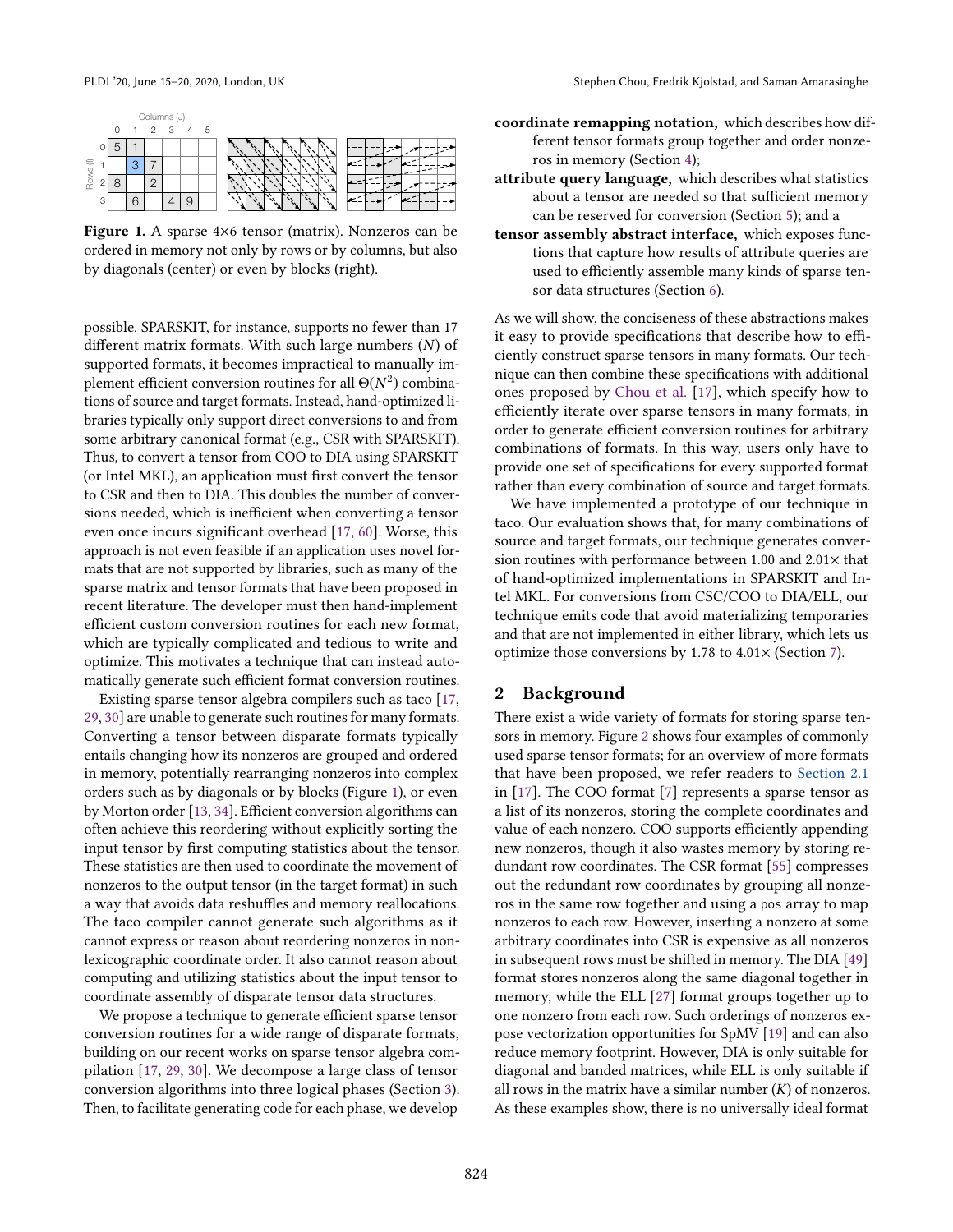Figure 1. A sparse 4×6 tensor (matrix). Nonzeros can be ordered in memory not only by rows or by columns, but also by diagonals (center) or even by blocks (right).

possible. SPARSKIT, for instance, supports no fewer than 17 different matrix formats. With such large numbers ($N$) of supported formats, it becomes impractical to manually implement efficient conversion routines for all $\Theta(N^2)$ combinations of source and target formats. Instead, hand-optimized libraries typically only support direct conversions to and from some arbitrary canonical format (e.g., CSR with SPARSKIT). Thus, to convert a tensor from COO to DIA using SPARSKIT (or Intel MKL), an application must first convert the tensor to CSR and then to DIA. This doubles the number of conversions needed, which is inefficient when converting a tensor even once incurs significant overhead [17, 60]. Worse, this approach is not even feasible if an application uses novel formats that are not supported by libraries, such as many of the sparse matrix and tensor formats that have been proposed in recent literature. The developer must then hand-implement efficient custom conversion routines for each new format, which are typically complicated and tedious to write and optimize. This motivates a technique that can instead automatically generate such efficient format conversion routines.

Existing sparse tensor algebra compilers such as taco [17, 29, 30] are unable to generate such routines for many formats. Converting a tensor between disparate formats typically entails changing how its nonzeros are grouped and ordered in memory, potentially rearranging nonzeros into complex orders such as by diagonals or by blocks (Figure 1), or even by Morton order [13, 34]. Efficient conversion algorithms can often achieve this reordering without explicitly sorting the input tensor by first computing statistics about the tensor. These statistics are then used to coordinate the movement of nonzeros to the output tensor (in the target format) in such a way that avoids data reshuffles and memory reallocations. The taco compiler cannot generate such algorithms as it cannot express or reason about reordering nonzeros in non-lexicographic coordinate order. It also cannot reason about computing and utilizing statistics about the input tensor to coordinate assembly of disparate tensor data structures.

We propose a technique to generate efficient sparse tensor conversion routines for a wide range of disparate formats, building on our recent works on sparse tensor algebra compilation [17, 29, 30]. We decompose a large class of tensor conversion algorithms into three logical phases (Section 3). Then, to facilitate generating code for each phase, we develop

- **coordinate remapping notation,** which describes how different tensor formats group together and order nonzeros in memory (Section 4);
- **attribute query language,** which describes what statistics about a tensor are needed so that sufficient memory can be reserved for conversion (Section 5); and a
- **tensor assembly abstract interface,** which exposes functions that capture how results of attribute queries are used to efficiently assemble many kinds of sparse tensor data structures (Section 6).

As we will show, the conciseness of these abstractions makes it easy to provide specifications that describe how to efficiently construct sparse tensors in many formats. Our technique can then combine these specifications with additional ones proposed by Chou et al. [17], which specify how to efficiently iterate over sparse tensors in many formats, in order to generate efficient conversion routines for arbitrary combinations of formats. In this way, users only have to provide one set of specifications for every supported format rather than every combination of source and target formats.

We have implemented a prototype of our technique in taco. Our evaluation shows that, for many combinations of source and target formats, our technique generates conversion routines with performance between 1.00 and 2.01× that of hand-optimized implementations in SPARSKIT and Intel MKL. For conversions from CSC/COO to DIA/ELL, our technique emits code that avoid materializing temporaries and that are not implemented in either library, which lets us optimize those conversions by 1.78 to 4.01× (Section 7).

## 2 Background

There exist a wide variety of formats for storing sparse tensors in memory. Figure 2 shows four examples of commonly used sparse tensor formats; for an overview of more formats that have been proposed, we refer readers to Section 2.1 in [17]. The COO format [7] represents a sparse tensor as a list of its nonzeros, storing the complete coordinates and value of each nonzero. COO supports efficiently appending new nonzeros, though it also wastes memory by storing redundant row coordinates. The CSR format [55] compresses out the redundant row coordinates by grouping all nonzeros in the same row together and using a pos array to map nonzeros to each row. However, inserting a nonzero at some arbitrary coordinates into CSR is expensive as all nonzeros in subsequent rows must be shifted in memory. The DIA [49] format stores nonzeros along the same diagonal together in memory, while the ELL [27] format groups together up to one nonzero from each row. Such orderings of nonzeros expose vectorization opportunities for SpMV [19] and can also reduce memory footprint. However, DIA is only suitable for diagonal and banded matrices, while ELL is only suitable if all rows in the matrix have a similar number ($K$) of nonzeros. As these examples show, there is no universally ideal format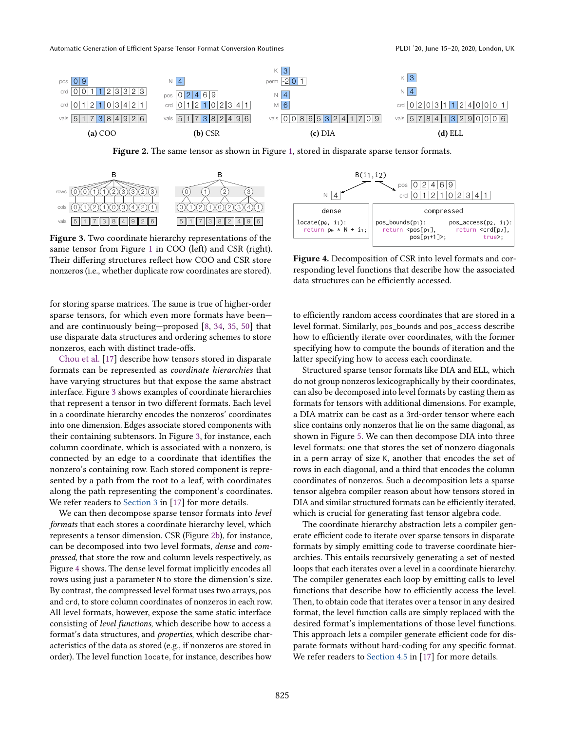**(a)** COO

**(b)** CSR

**(c)** DIA

**(d)** ELL

**Figure 2.** The same tensor as shown in Figure 1, stored in disparate sparse tensor formats.

**Figure 3.** Two coordinate hierarchy representations of the same tensor from Figure 1 in COO (left) and CSR (right). Their differing structures reflect how COO and CSR store nonzeros (i.e., whether duplicate row coordinates are stored).

**Figure 4.** Decomposition of CSR into level formats and corresponding level functions that describe how the associated data structures can be efficiently accessed.

for storing sparse matrices. The same is true of higher-order sparse tensors, for which even more formats have been—and are continuously being—proposed [8, 34, 35, 50] that use disparate data structures and ordering schemes to store nonzeros, each with distinct trade-offs.

Chou et al. [17] describe how tensors stored in disparate formats can be represented as *coordinate hierarchies* that have varying structures but that expose the same abstract interface. Figure 3 shows examples of coordinate hierarchies that represent a tensor in two different formats. Each level in a coordinate hierarchy encodes the nonzeros' coordinates into one dimension. Edges associate stored components with their containing subtensors. In Figure 3, for instance, each column coordinate, which is associated with a nonzero, is connected by an edge to a coordinate that identifies the nonzero's containing row. Each stored component is represented by a path from the root to a leaf, with coordinates along the path representing the component's coordinates. We refer readers to Section 3 in [17] for more details.

We can then decompose sparse tensor formats into *level formats* that each stores a coordinate hierarchy level, which represents a tensor dimension. CSR (Figure 2b), for instance, can be decomposed into two level formats, *dense* and *compressed*, that store the row and column levels respectively, as Figure 4 shows. The dense level format implicitly encodes all rows using just a parameter `N` to store the dimension's size. By contrast, the compressed level format uses two arrays, `pos` and `crd`, to store column coordinates of nonzeros in each row. All level formats, however, expose the same static interface consisting of *level functions*, which describe how to access a format's data structures, and *properties*, which describe characteristics of the data as stored (e.g., if nonzeros are stored in order). The level function `locate`, for instance, describes how to efficiently random access coordinates that are stored in a level format. Similarly, `pos_bounds` and `pos_access` describe how to efficiently iterate over coordinates, with the former specifying how to compute the bounds of iteration and the latter specifying how to access each coordinate.

Structured sparse tensor formats like DIA and ELL, which do not group nonzeros lexicographically by their coordinates, can also be decomposed into level formats by casting them as formats for tensors with additional dimensions. For example, a DIA matrix can be cast as a 3rd-order tensor where each slice contains only nonzeros that lie on the same diagonal, as shown in Figure 5. We can then decompose DIA into three level formats: one that stores the set of nonzero diagonals in a `perm` array of size `K`, another that encodes the set of rows in each diagonal, and a third that encodes the column coordinates of nonzeros. Such a decomposition lets a sparse tensor algebra compiler reason about how tensors stored in DIA and similar structured formats can be efficiently iterated, which is crucial for generating fast tensor algebra code.

The coordinate hierarchy abstraction lets a compiler generate efficient code to iterate over sparse tensors in disparate formats by simply emitting code to traverse coordinate hierarchies. This entails recursively generating a set of nested loops that each iterates over a level in a coordinate hierarchy. The compiler generates each loop by emitting calls to level functions that describe how to efficiently access the level. Then, to obtain code that iterates over a tensor in any desired format, the level function calls are simply replaced with the desired format's implementations of those level functions. This approach lets a compiler generate efficient code for disparate formats without hard-coding for any specific format. We refer readers to Section 4.5 in [17] for more details.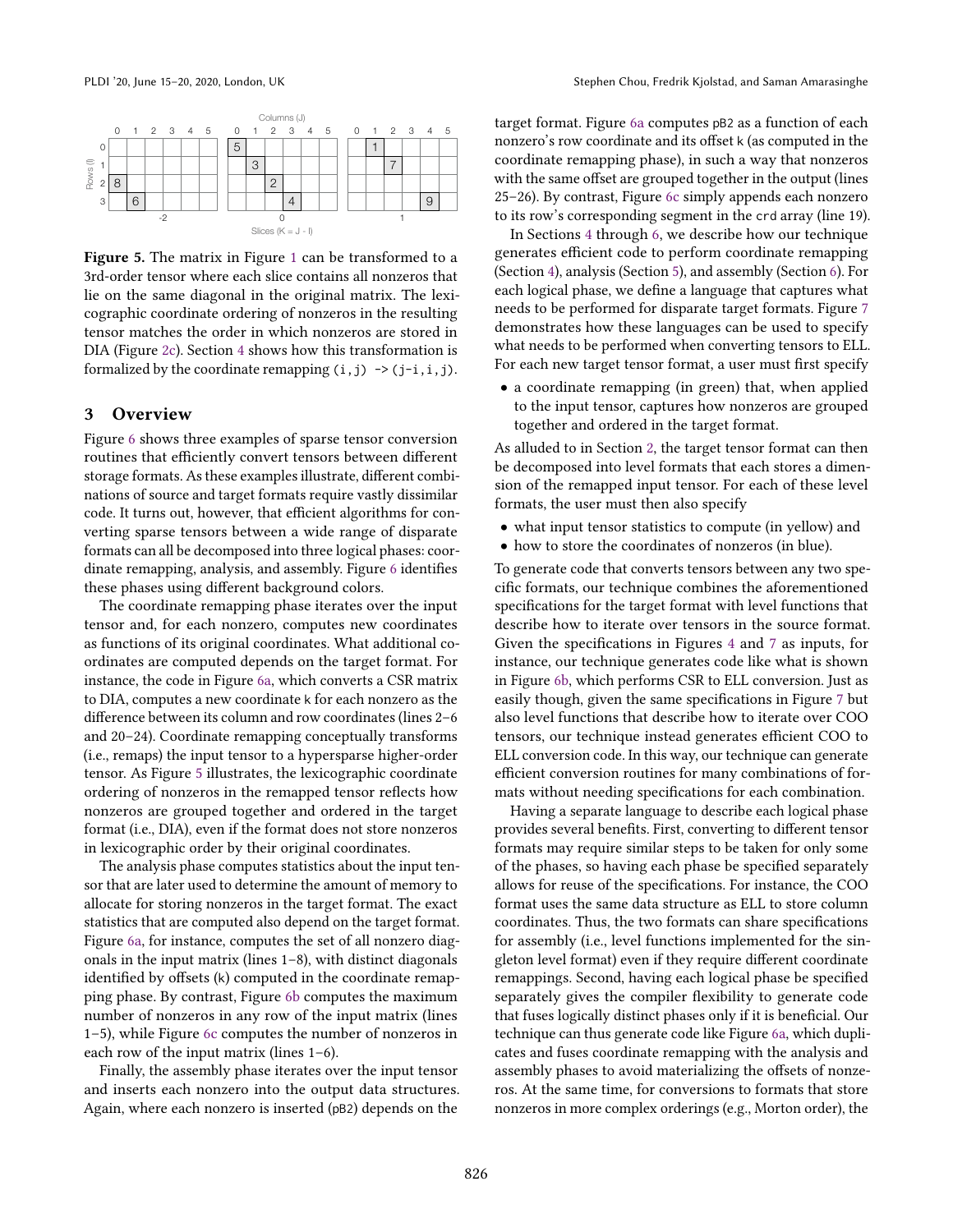Figure 5. The matrix in Figure 1 can be transformed to a 3rd-order tensor where each slice contains all nonzeros that lie on the same diagonal in the original matrix. The lexicographic coordinate ordering of nonzeros in the resulting tensor matches the order in which nonzeros are stored in DIA (Figure 2c). Section 4 shows how this transformation is formalized by the coordinate remapping `(i,j) -> (j-i,i,j)`.

## 3 Overview

Figure 6 shows three examples of sparse tensor conversion routines that efficiently convert tensors between different storage formats. As these examples illustrate, different combinations of source and target formats require vastly dissimilar code. It turns out, however, that efficient algorithms for converting sparse tensors between a wide range of disparate formats can all be decomposed into three logical phases: coordinate remapping, analysis, and assembly. Figure 6 identifies these phases using different background colors.

The coordinate remapping phase iterates over the input tensor and, for each nonzero, computes new coordinates as functions of its original coordinates. What additional coordinates are computed depends on the target format. For instance, the code in Figure 6a, which converts a CSR matrix to DIA, computes a new coordinate `k` for each nonzero as the difference between its column and row coordinates (lines 2–6 and 20–24). Coordinate remapping conceptually transforms (i.e., remaps) the input tensor to a hypersparse higher-order tensor. As Figure 5 illustrates, the lexicographic coordinate ordering of nonzeros in the remapped tensor reflects how nonzeros are grouped together and ordered in the target format (i.e., DIA), even if the format does not store nonzeros in lexicographic order by their original coordinates.

The analysis phase computes statistics about the input tensor that are later used to determine the amount of memory to allocate for storing nonzeros in the target format. The exact statistics that are computed also depend on the target format. Figure 6a, for instance, computes the set of all nonzero diagonals in the input matrix (lines 1–8), with distinct diagonals identified by offsets (`k`) computed in the coordinate remapping phase. By contrast, Figure 6b computes the maximum number of nonzeros in any row of the input matrix (lines 1–5), while Figure 6c computes the number of nonzeros in each row of the input matrix (lines 1–6).

Finally, the assembly phase iterates over the input tensor and inserts each nonzero into the output data structures. Again, where each nonzero is inserted (`pB2`) depends on the target format. Figure 6a computes `pB2` as a function of each nonzero's row coordinate and its offset `k` (as computed in the coordinate remapping phase), in such a way that nonzeros with the same offset are grouped together in the output (lines 25–26). By contrast, Figure 6c simply appends each nonzero to its row's corresponding segment in the `crd` array (line 19).

In Sections 4 through 6, we describe how our technique generates efficient code to perform coordinate remapping (Section 4), analysis (Section 5), and assembly (Section 6). For each logical phase, we define a language that captures what needs to be performed for disparate target formats. Figure 7 demonstrates how these languages can be used to specify what needs to be performed when converting tensors to ELL. For each new target tensor format, a user must first specify

- a coordinate remapping (in green) that, when applied to the input tensor, captures how nonzeros are grouped together and ordered in the target format.

As alluded to in Section 2, the target tensor format can then be decomposed into level formats that each stores a dimension of the remapped input tensor. For each of these level formats, the user must then also specify

- what input tensor statistics to compute (in yellow) and
- how to store the coordinates of nonzeros (in blue).

To generate code that converts tensors between any two specific formats, our technique combines the aforementioned specifications for the target format with level functions that describe how to iterate over tensors in the source format. Given the specifications in Figures 4 and 7 as inputs, for instance, our technique generates code like what is shown in Figure 6b, which performs CSR to ELL conversion. Just as easily though, given the same specifications in Figure 7 but also level functions that describe how to iterate over COO tensors, our technique instead generates efficient COO to ELL conversion code. In this way, our technique can generate efficient conversion routines for many combinations of formats without needing specifications for each combination.

Having a separate language to describe each logical phase provides several benefits. First, converting to different tensor formats may require similar steps to be taken for only some of the phases, so having each phase be specified separately allows for reuse of the specifications. For instance, the COO format uses the same data structure as ELL to store column coordinates. Thus, the two formats can share specifications for assembly (i.e., level functions implemented for the singleton level format) even if they require different coordinate remappings. Second, having each logical phase be specified separately gives the compiler flexibility to generate code that fuses logically distinct phases only if it is beneficial. Our technique can thus generate code like Figure 6a, which duplicates and fuses coordinate remapping with the analysis and assembly phases to avoid materializing the offsets of nonzeros. At the same time, for conversions to formats that store nonzeros in more complex orderings (e.g., Morton order), the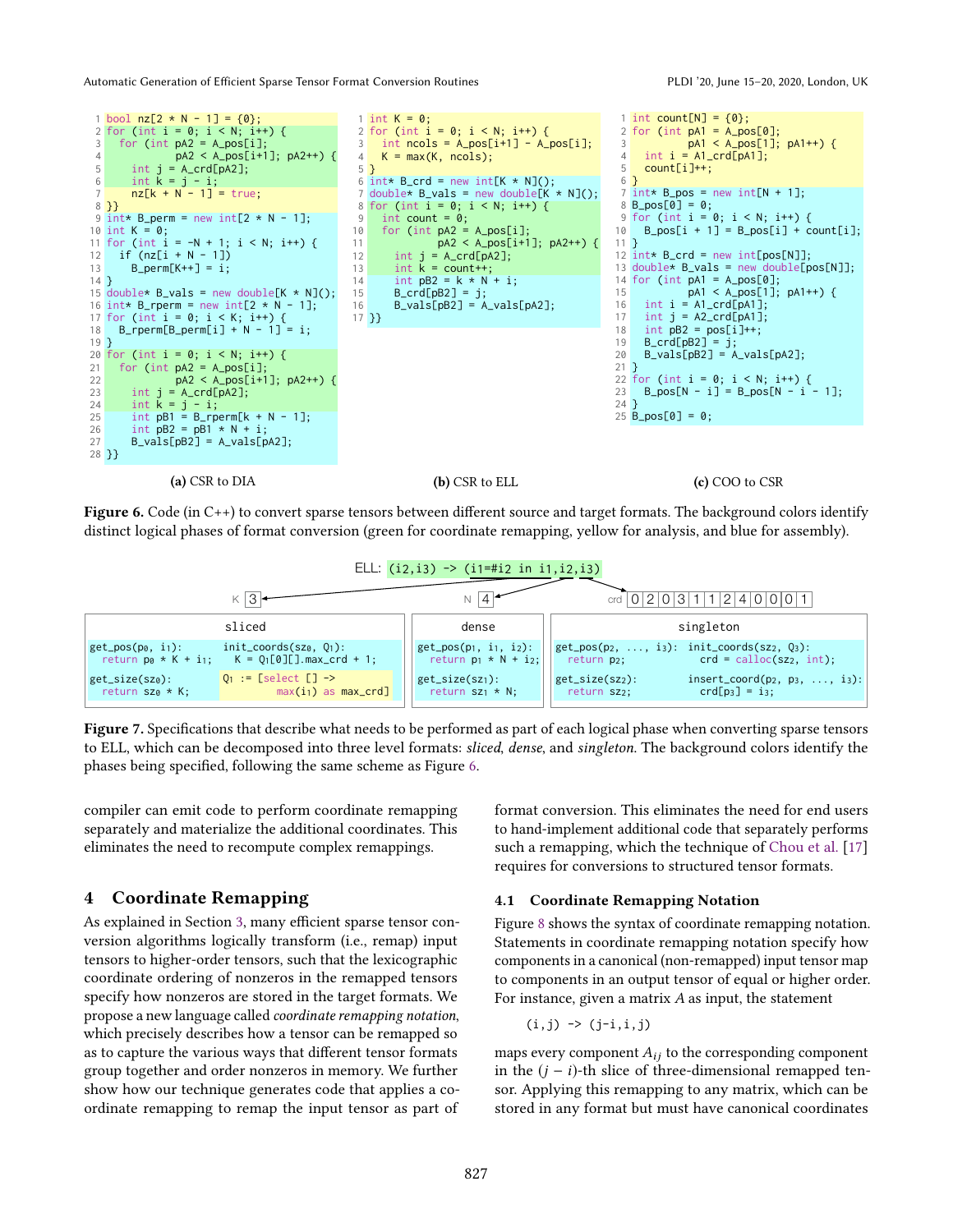(a) CSR to DIA

```cpp
bool nz[2 * N - 1] = {0};
for (int i = 0; i < N; i++) {
  for (int pA2 = A_pos[i];
           pA2 < A_pos[i+1]; pA2++) {
    int j = A_crd[pA2];
    int k = j - i;
    nz[k + N - 1] = true;
}}
int* B_perm = new int[2 * N - 1];
int K = 0;
for (int i = -N + 1; i < N; i++) {
  if (nz[i + N - 1])
    B_perm[K++] = i;
}
double* B_vals = new double[K * N]();
int* B_rperm = new int[2 * N - 1];
for (int i = 0; i < K; i++) {
  B_rperm[B_perm[i] + N - 1] = i;
}
for (int i = 0; i < N; i++) {
  for (int pA2 = A_pos[i];
           pA2 < A_pos[i+1]; pA2++) {
    int j = A_crd[pA2];
    int k = j - i;
    int pB1 = B_rperm[k + N - 1];
    int pB2 = pB1 * N + i;
    B_vals[pB2] = A_vals[pA2];
}}
```

(b) CSR to ELL

```cpp
int K = 0;
for (int i = 0; i < N; i++) {
  int ncols = A_pos[i+1] - A_pos[i];
  K = max(K, ncols);
}
int* B_crd = new int[K * N]();
double* B_vals = new double[K * N]();
for (int i = 0; i < N; i++) {
  int count = 0;
  for (int pA2 = A_pos[i];
           pA2 < A_pos[i+1]; pA2++) {
    int j = A_crd[pA2];
    int k = count++;
    int pB2 = k * N + i;
    B_crd[pB2] = j;
    B_vals[pB2] = A_vals[pA2];
}}
```

(c) COO to CSR

```cpp
int count[N] = {0};
for (int pA1 = A_pos[0];
         pA1 < A_pos[1]; pA1++) {
  int i = A1_crd[pA1];
  count[i]++;
}
int* B_pos = new int[N + 1];
B_pos[0] = 0;
for (int i = 0; i < N; i++) {
  B_pos[i + 1] = B_pos[i] + count[i];
}
int* B_crd = new int[pos[N]];
double* B_vals = new double[pos[N]];
for (int pA1 = A_pos[0];
         pA1 < A_pos[1]; pA1++) {
  int i = A1_crd[pA1];
  int j = A2_crd[pA1];
  int pB2 = pos[i]++;
  B_crd[pB2] = j;
  B_vals[pB2] = A_vals[pA2];
}
for (int i = 0; i < N; i++) {
  B_pos[N - i] = B_pos[N - i - 1];
}
B_pos[0] = 0;
```

**Figure 6.** Code (in C++) to convert sparse tensors between different source and target formats. The background colors identify distinct logical phases of format conversion (green for coordinate remapping, yellow for analysis, and blue for assembly).

```
ELL: (i2,i3) -> (i1=#i2 in i1,i2,i3)

K [3]        N [4]        crd [0|2|0|3|1|1|2|4|0|0|0|1]

sliced:
  get_pos(p0, i1):          init_coords(sz0, Q1):
    return p0 * K + i1;       K = Q1[0][].max_crd + 1;
  get_size(sz0):            Q1 := [select [] ->
    return sz0 * K;                   max(i1) as max_crd]

dense:
  get_pos(p1, i1, i2):
    return p1 * N + i2;
  get_size(sz1):
    return sz1 * N;

singleton:
  get_pos(p2, ..., i3):     init_coords(sz2, Q3):
    return p2;                crd = calloc(sz2, int);
  get_size(sz2):            insert_coord(p2, p3, ..., i3):
    return sz2;               crd[p3] = i3;
```

**Figure 7.** Specifications that describe what needs to be performed as part of each logical phase when converting sparse tensors to ELL, which can be decomposed into three level formats: *sliced*, *dense*, and *singleton*. The background colors identify the phases being specified, following the same scheme as Figure 6.

compiler can emit code to perform coordinate remapping separately and materialize the additional coordinates. This eliminates the need to recompute complex remappings.

## 4 Coordinate Remapping

As explained in Section 3, many efficient sparse tensor conversion algorithms logically transform (i.e., remap) input tensors to higher-order tensors, such that the lexicographic coordinate ordering of nonzeros in the remapped tensors specify how nonzeros are stored in the target formats. We propose a new language called *coordinate remapping notation*, which precisely describes how a tensor can be remapped so as to capture the various ways that different tensor formats group together and order nonzeros in memory. We further show how our technique generates code that applies a coordinate remapping to remap the input tensor as part of format conversion. This eliminates the need for end users to hand-implement additional code that separately performs such a remapping, which the technique of Chou et al. [17] requires for conversions to structured tensor formats.

### 4.1 Coordinate Remapping Notation

Figure 8 shows the syntax of coordinate remapping notation. Statements in coordinate remapping notation specify how components in a canonical (non-remapped) input tensor map to components in an output tensor of equal or higher order. For instance, given a matrix $A$ as input, the statement

```
(i,j) -> (j-i,i,j)
```

maps every component $A_{ij}$ to the corresponding component in the $(j - i)$-th slice of three-dimensional remapped tensor. Applying this remapping to any matrix, which can be stored in any format but must have canonical coordinates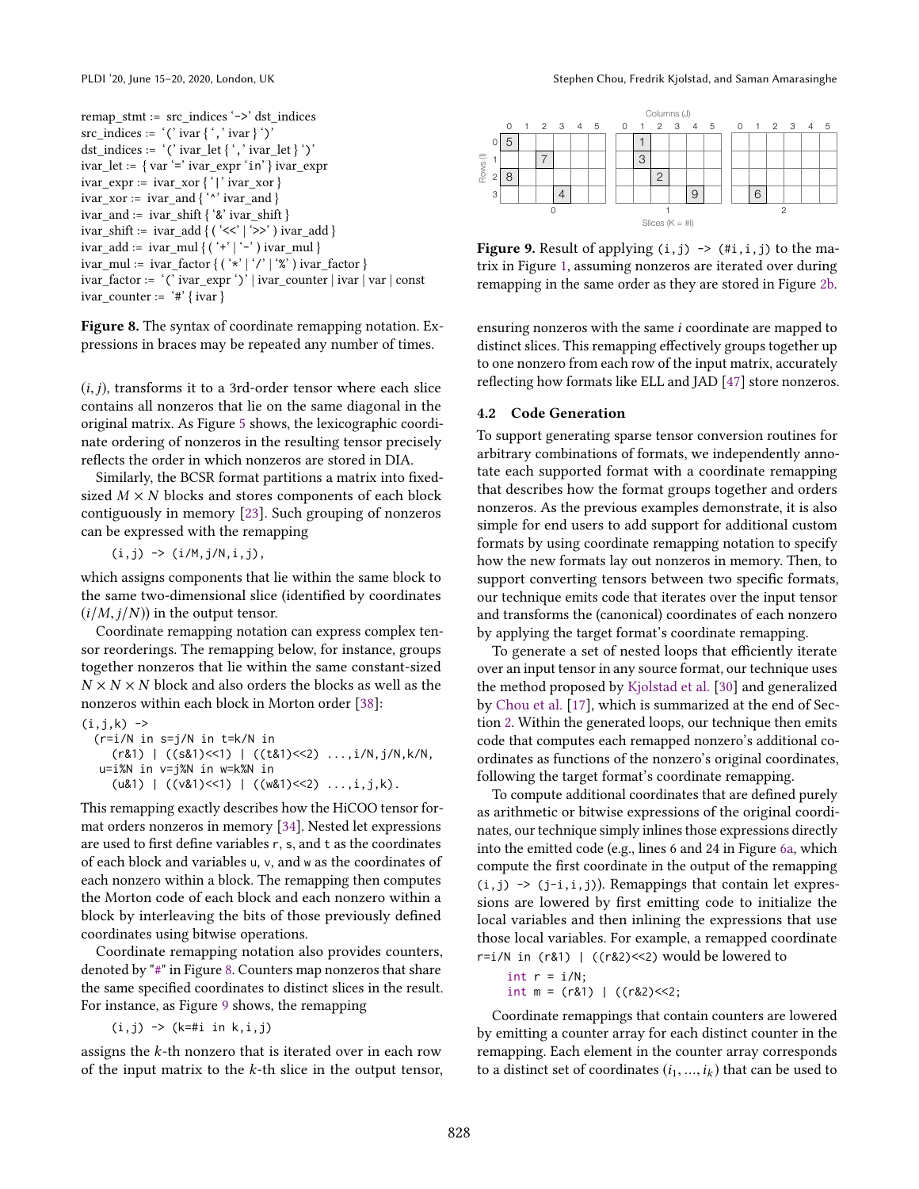```
remap_stmt := src_indices '->' dst_indices
src_indices := '(' ivar { ',' ivar } ')'
dst_indices := '(' ivar_let { ',' ivar_let } ')'
ivar_let := { var '=' ivar_expr 'in' } ivar_expr
ivar_expr := ivar_xor { '|' ivar_xor }
ivar_xor := ivar_and { '^' ivar_and }
ivar_and := ivar_shift { '&' ivar_shift }
ivar_shift := ivar_add { ( '<<' | '>>' ) ivar_add }
ivar_add := ivar_mul { ( '+' | '-' ) ivar_mul }
ivar_mul := ivar_factor { ( '*' | '/' | '%' ) ivar_factor }
ivar_factor := '(' ivar_expr ')' | ivar_counter | ivar | var | const
ivar_counter := '#' { ivar }
```

**Figure 8.** The syntax of coordinate remapping notation. Expressions in braces may be repeated any number of times.

$(i, j)$, transforms it to a 3rd-order tensor where each slice contains all nonzeros that lie on the same diagonal in the original matrix. As Figure 5 shows, the lexicographic coordinate ordering of nonzeros in the resulting tensor precisely reflects the order in which nonzeros are stored in DIA.

Similarly, the BCSR format partitions a matrix into fixed-sized $M \times N$ blocks and stores components of each block contiguously in memory [23]. Such grouping of nonzeros can be expressed with the remapping

```
(i,j) -> (i/M,j/N,i,j),
```

which assigns components that lie within the same block to the same two-dimensional slice (identified by coordinates $(i/M, j/N)$) in the output tensor.

Coordinate remapping notation can express complex tensor reorderings. The remapping below, for instance, groups together nonzeros that lie within the same constant-sized $N \times N \times N$ block and also orders the blocks as well as the nonzeros within each block in Morton order [38]:

```
(i,j,k) ->
  (r=i/N in s=j/N in t=k/N in
    (r&1) | ((s&1)<<1) | ((t&1)<<2) ...,i/N,j/N,k/N,
   u=i%N in v=j%N in w=k%N in
    (u&1) | ((v&1)<<1) | ((w&1)<<2) ...,i,j,k).
```

This remapping exactly describes how the HiCOO tensor format orders nonzeros in memory [34]. Nested let expressions are used to first define variables r, s, and t as the coordinates of each block and variables u, v, and w as the coordinates of each nonzero within a block. The remapping then computes the Morton code of each block and each nonzero within a block by interleaving the bits of those previously defined coordinates using bitwise operations.

Coordinate remapping notation also provides counters, denoted by "#" in Figure 8. Counters map nonzeros that share the same specified coordinates to distinct slices in the result. For instance, as Figure 9 shows, the remapping

```
(i,j) -> (k=#i in k,i,j)
```

assigns the $k$-th nonzero that is iterated over in each row of the input matrix to the $k$-th slice in the output tensor, ensuring nonzeros with the same $i$ coordinate are mapped to distinct slices. This remapping effectively groups together up to one nonzero from each row of the input matrix, accurately reflecting how formats like ELL and JAD [47] store nonzeros.

Columns (J) / Rows (I) / Slices (K = #I)

| | 0 | 1 | 2 | 3 | 4 | 5 | | 0 | 1 | 2 | 3 | 4 | 5 | | 0 | 1 | 2 | 3 | 4 | 5 |
|---|---|---|---|---|---|---|---|---|---|---|---|---|---|---|---|---|---|---|---|---|
| 0 | 5 | | | | | | | | 1 | | | | | | | | | | | |
| 1 | | 7 | | | | | | | 3 | | | | | | | | | | | |
| 2 | 8 | | | | | | | | | 2 | | | | | | | | | | |
| 3 | | | | 4 | | | | | | | | 9 | | | | 6 | | | | |
| | Slice 0 | | | | | | | Slice 1 | | | | | | | Slice 2 | | | | | |

**Figure 9.** Result of applying `(i,j) -> (#i,i,j)` to the matrix in Figure 1, assuming nonzeros are iterated over during remapping in the same order as they are stored in Figure 2b.

### 4.2 Code Generation

To support generating sparse tensor conversion routines for arbitrary combinations of formats, we independently annotate each supported format with a coordinate remapping that describes how the format groups together and orders nonzeros. As the previous examples demonstrate, it is also simple for end users to add support for additional custom formats by using coordinate remapping notation to specify how the new formats lay out nonzeros in memory. Then, to support converting tensors between two specific formats, our technique emits code that iterates over the input tensor and transforms the (canonical) coordinates of each nonzero by applying the target format's coordinate remapping.

To generate a set of nested loops that efficiently iterate over an input tensor in any source format, our technique uses the method proposed by Kjolstad et al. [30] and generalized by Chou et al. [17], which is summarized at the end of Section 2. Within the generated loops, our technique then emits code that computes each remapped nonzero's additional coordinates as functions of the nonzero's original coordinates, following the target format's coordinate remapping.

To compute additional coordinates that are defined purely as arithmetic or bitwise expressions of the original coordinates, our technique simply inlines those expressions directly into the emitted code (e.g., lines 6 and 24 in Figure 6a, which compute the first coordinate in the output of the remapping `(i,j) -> (j-i,i,j)`). Remappings that contain let expressions are lowered by first emitting code to initialize the local variables and then inlining the expressions that use those local variables. For example, a remapped coordinate `r=i/N in (r&1) | ((r&2)<<2)` would be lowered to

```
int r = i/N;
int m = (r&1) | ((r&2)<<2;
```

Coordinate remappings that contain counters are lowered by emitting a counter array for each distinct counter in the remapping. Each element in the counter array corresponds to a distinct set of coordinates $(i_1, \ldots, i_k)$ that can be used to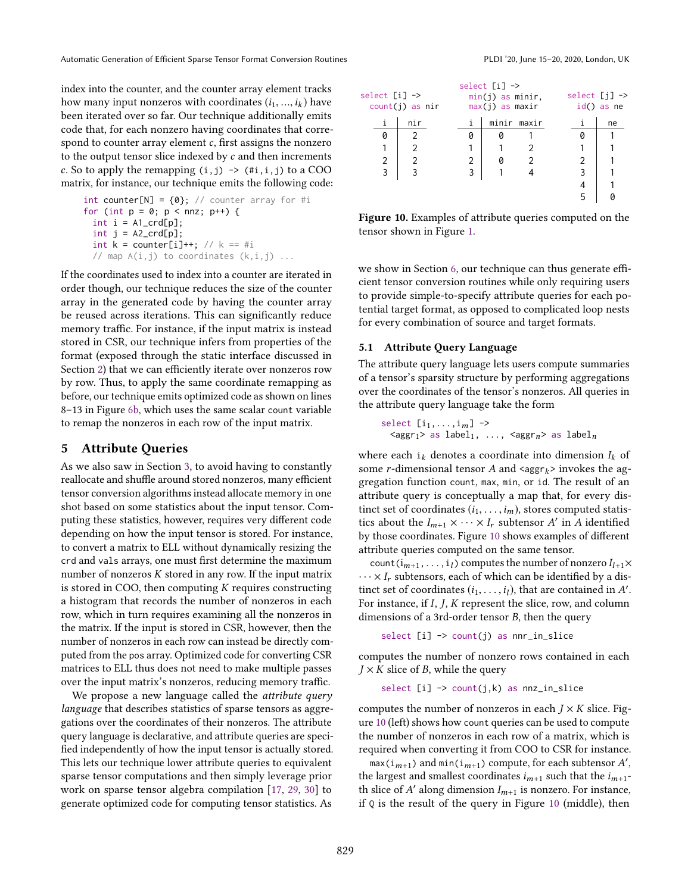index into the counter, and the counter array element tracks how many input nonzeros with coordinates $(i_1, ..., i_k)$ have been iterated over so far. Our technique additionally emits code that, for each nonzero having coordinates that correspond to counter array element $c$, first assigns the nonzero to the output tensor slice indexed by $c$ and then increments $c$. So to apply the remapping `(i,j) -> (#i,i,j)` to a COO matrix, for instance, our technique emits the following code:

```
int counter[N] = {0}; // counter array for #i
for (int p = 0; p < nnz; p++) {
  int i = A1_crd[p];
  int j = A2_crd[p];
  int k = counter[i]++; // k == #i
  // map A(i,j) to coordinates (k,i,j) ...
```

If the coordinates used to index into a counter are iterated in order though, our technique reduces the size of the counter array in the generated code by having the counter array be reused across iterations. This can significantly reduce memory traffic. For instance, if the input matrix is instead stored in CSR, our technique infers from properties of the format (exposed through the static interface discussed in Section 2) that we can efficiently iterate over nonzeros row by row. Thus, to apply the same coordinate remapping as before, our technique emits optimized code as shown on lines 8–13 in Figure 6b, which uses the same scalar `count` variable to remap the nonzeros in each row of the input matrix.

## 5 Attribute Queries

As we also saw in Section 3, to avoid having to constantly reallocate and shuffle around stored nonzeros, many efficient tensor conversion algorithms instead allocate memory in one shot based on some statistics about the input tensor. Computing these statistics, however, requires very different code depending on how the input tensor is stored. For instance, to convert a matrix to ELL without dynamically resizing the `crd` and `vals` arrays, one must first determine the maximum number of nonzeros $K$ stored in any row. If the input matrix is stored in COO, then computing $K$ requires constructing a histogram that records the number of nonzeros in each row, which in turn requires examining all the nonzeros in the matrix. If the input is stored in CSR, however, then the number of nonzeros in each row can instead be directly computed from the `pos` array. Optimized code for converting CSR matrices to ELL thus does not need to make multiple passes over the input matrix's nonzeros, reducing memory traffic.

We propose a new language called the *attribute query language* that describes statistics of sparse tensors as aggregations over the coordinates of their nonzeros. The attribute query language is declarative, and attribute queries are specified independently of how the input tensor is actually stored. This lets our technique lower attribute queries to equivalent sparse tensor computations and then simply leverage prior work on sparse tensor algebra compilation [17, 29, 30] to generate optimized code for computing tensor statistics. As we show in Section 6, our technique can thus generate efficient tensor conversion routines while only requiring users to provide simple-to-specify attribute queries for each potential target format, as opposed to complicated loop nests for every combination of source and target formats.

`select [i] -> count(j) as nir`

| i | nir |
|---|---|
| 0 | 2 |
| 1 | 2 |
| 2 | 2 |
| 3 | 3 |

`select [i] -> min(j) as minir, max(j) as maxir`

| i | minir | maxir |
|---|---|---|
| 0 | 0 | 1 |
| 1 | 1 | 2 |
| 2 | 0 | 2 |
| 3 | 1 | 4 |

`select [j] -> id() as ne`

| i | ne |
|---|---|
| 0 | 1 |
| 1 | 1 |
| 2 | 1 |
| 3 | 1 |
| 4 | 1 |
| 5 | 0 |

**Figure 10.** Examples of attribute queries computed on the tensor shown in Figure 1.

### 5.1 Attribute Query Language

The attribute query language lets users compute summaries of a tensor's sparsity structure by performing aggregations over the coordinates of the tensor's nonzeros. All queries in the attribute query language take the form

```
select [i_1,...,i_m] ->
  <aggr_1> as label_1, ..., <aggr_n> as label_n
```

where each $i_k$ denotes a coordinate into dimension $I_k$ of some $r$-dimensional tensor $A$ and $\langle aggr_k \rangle$ invokes the aggregation function `count`, `max`, `min`, or `id`. The result of an attribute query is conceptually a map that, for every distinct set of coordinates $(i_1, \ldots, i_m)$, stores computed statistics about the $I_{m+1} \times \cdots \times I_r$ subtensor $A'$ in $A$ identified by those coordinates. Figure 10 shows examples of different attribute queries computed on the same tensor.

$\texttt{count}(i_{m+1}, \ldots, i_l)$ computes the number of nonzero $I_{l+1} \times \cdots \times I_r$ subtensors, each of which can be identified by a distinct set of coordinates $(i_1, \ldots, i_l)$, that are contained in $A'$. For instance, if $I$, $J$, $K$ represent the slice, row, and column dimensions of a 3rd-order tensor $B$, then the query

```
select [i] -> count(j) as nnr_in_slice
```

computes the number of nonzero rows contained in each $J \times K$ slice of $B$, while the query

```
select [i] -> count(j,k) as nnz_in_slice
```

computes the number of nonzeros in each $J \times K$ slice. Figure 10 (left) shows how `count` queries can be used to compute the number of nonzeros in each row of a matrix, which is required when converting it from COO to CSR for instance.

$\texttt{max}(i_{m+1})$ and $\texttt{min}(i_{m+1})$ compute, for each subtensor $A'$, the largest and smallest coordinates $i_{m+1}$ such that the $i_{m+1}$-th slice of $A'$ along dimension $I_{m+1}$ is nonzero. For instance, if `Q` is the result of the query in Figure 10 (middle), then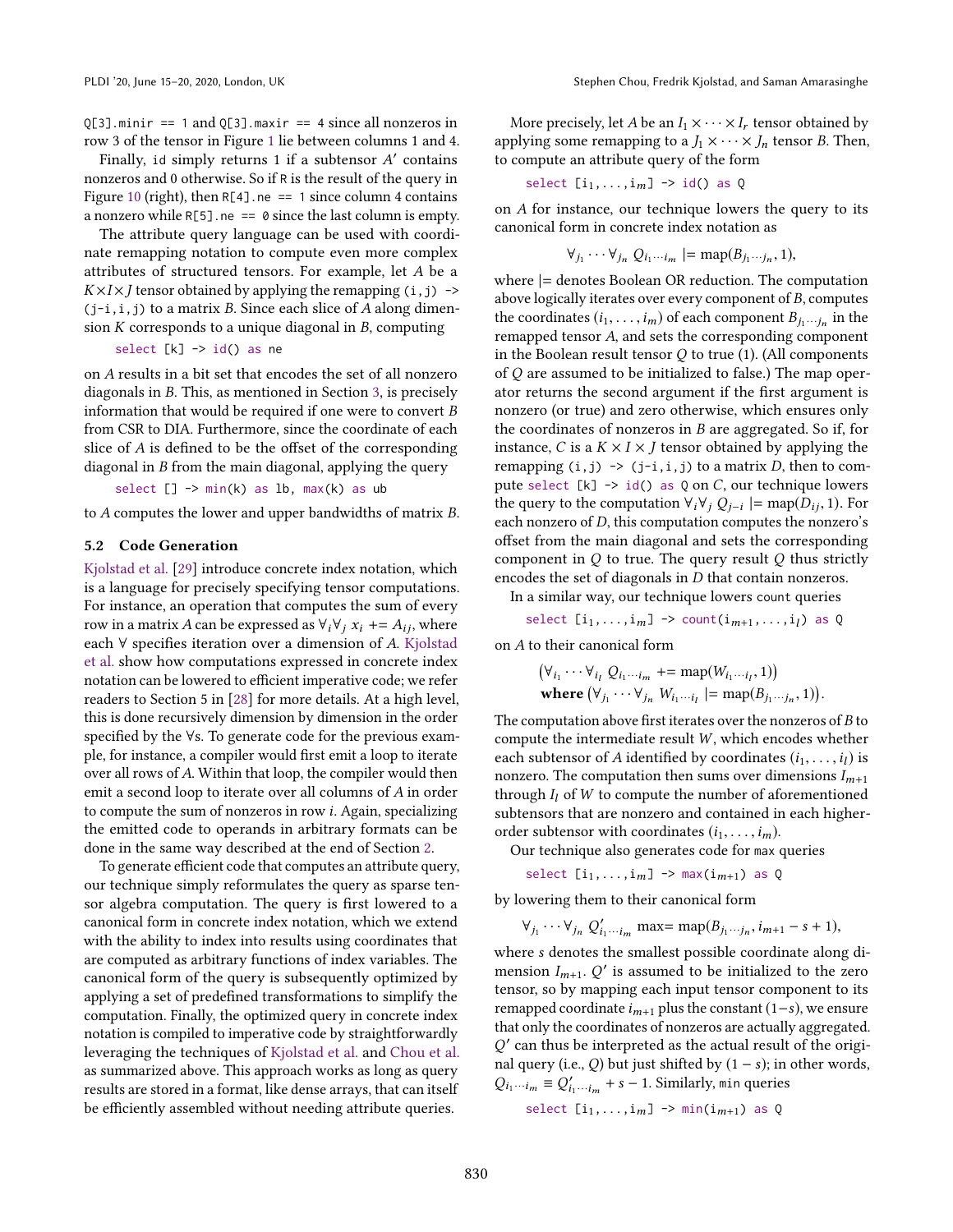`Q[3].minir == 1` and `Q[3].maxir == 4` since all nonzeros in row 3 of the tensor in Figure 1 lie between columns 1 and 4.

Finally, `id` simply returns 1 if a subtensor $A'$ contains nonzeros and 0 otherwise. So if `R` is the result of the query in Figure 10 (right), then `R[4].ne == 1` since column 4 contains a nonzero while `R[5].ne == 0` since the last column is empty.

The attribute query language can be used with coordinate remapping notation to compute even more complex attributes of structured tensors. For example, let $A$ be a $K \times I \times J$ tensor obtained by applying the remapping `(i,j) -> (j-i,i,j)` to a matrix $B$. Since each slice of $A$ along dimension $K$ corresponds to a unique diagonal in $B$, computing

```
select [k] -> id() as ne
```

on $A$ results in a bit set that encodes the set of all nonzero diagonals in $B$. This, as mentioned in Section 3, is precisely information that would be required if one were to convert $B$ from CSR to DIA. Furthermore, since the coordinate of each slice of $A$ is defined to be the offset of the corresponding diagonal in $B$ from the main diagonal, applying the query

```
select [] -> min(k) as lb, max(k) as ub
```

to $A$ computes the lower and upper bandwidths of matrix $B$.

### 5.2 Code Generation

Kjolstad et al. [29] introduce concrete index notation, which is a language for precisely specifying tensor computations. For instance, an operation that computes the sum of every row in a matrix $A$ can be expressed as $\forall_i \forall_j \; x_i \mathrel{+}= A_{ij}$, where each $\forall$ specifies iteration over a dimension of $A$. Kjolstad et al. show how computations expressed in concrete index notation can be lowered to efficient imperative code; we refer readers to Section 5 in [28] for more details. At a high level, this is done recursively dimension by dimension in the order specified by the $\forall$s. To generate code for the previous example, for instance, a compiler would first emit a loop to iterate over all rows of $A$. Within that loop, the compiler would then emit a second loop to iterate over all columns of $A$ in order to compute the sum of nonzeros in row $i$. Again, specializing the emitted code to operands in arbitrary formats can be done in the same way described at the end of Section 2.

To generate efficient code that computes an attribute query, our technique simply reformulates the query as sparse tensor algebra computation. The query is first lowered to a canonical form in concrete index notation, which we extend with the ability to index into results using coordinates that are computed as arbitrary functions of index variables. The canonical form of the query is subsequently optimized by applying a set of predefined transformations to simplify the computation. Finally, the optimized query in concrete index notation is compiled to imperative code by straightforwardly leveraging the techniques of Kjolstad et al. and Chou et al. as summarized above. This approach works as long as query results are stored in a format, like dense arrays, that can itself be efficiently assembled without needing attribute queries.

More precisely, let $A$ be an $I_1 \times \cdots \times I_r$ tensor obtained by applying some remapping to a $J_1 \times \cdots \times J_n$ tensor $B$. Then, to compute an attribute query of the form

```
select [i1,...,im] -> id() as Q
```

on $A$ for instance, our technique lowers the query to its canonical form in concrete index notation as

$$\forall_{j_1} \cdots \forall_{j_n} \; Q_{i_1 \cdots i_m} \mathrel{|=} \text{map}(B_{j_1 \cdots j_n}, 1),$$

where $|=$ denotes Boolean OR reduction. The computation above logically iterates over every component of $B$, computes the coordinates $(i_1, \ldots, i_m)$ of each component $B_{j_1 \cdots j_n}$ in the remapped tensor $A$, and sets the corresponding component in the Boolean result tensor $Q$ to true (1). (All components of $Q$ are assumed to be initialized to false.) The map operator returns the second argument if the first argument is nonzero (or true) and zero otherwise, which ensures only the coordinates of nonzeros in $B$ are aggregated. So if, for instance, $C$ is a $K \times I \times J$ tensor obtained by applying the remapping `(i,j) -> (j-i,i,j)` to a matrix $D$, then to compute `select [k] -> id() as Q` on $C$, our technique lowers the query to the computation $\forall_i \forall_j \; Q_{j-i} \mathrel{|=} \text{map}(D_{ij}, 1)$. For each nonzero of $D$, this computation computes the nonzero's offset from the main diagonal and sets the corresponding component in $Q$ to true. The query result $Q$ thus strictly encodes the set of diagonals in $D$ that contain nonzeros.

In a similar way, our technique lowers `count` queries

```
select [i1,...,im] -> count(im+1,...,il) as Q
```

on $A$ to their canonical form

$$\left(\forall_{i_1} \cdots \forall_{i_l} \; Q_{i_1 \cdots i_m} \mathrel{+}= \text{map}(W_{i_1 \cdots i_l}, 1)\right)$$
$$\textbf{where} \left(\forall_{j_1} \cdots \forall_{j_n} \; W_{i_1 \cdots i_l} \mathrel{|=} \text{map}(B_{j_1 \cdots j_n}, 1)\right).$$

The computation above first iterates over the nonzeros of $B$ to compute the intermediate result $W$, which encodes whether each subtensor of $A$ identified by coordinates $(i_1, \ldots, i_l)$ is nonzero. The computation then sums over dimensions $I_{m+1}$ through $I_l$ of $W$ to compute the number of aforementioned subtensors that are nonzero and contained in each higher-order subtensor with coordinates $(i_1, \ldots, i_m)$.

Our technique also generates code for `max` queries

```
select [i1,...,im] -> max(im+1) as Q
```

by lowering them to their canonical form

$$\forall_{j_1} \cdots \forall_{j_n} \; Q'_{i_1 \cdots i_m} \text{ max= } \text{map}(B_{j_1 \cdots j_n}, i_{m+1} - s + 1),$$

where $s$ denotes the smallest possible coordinate along dimension $I_{m+1}$. $Q'$ is assumed to be initialized to the zero tensor, so by mapping each input tensor component to its remapped coordinate $i_{m+1}$ plus the constant $(1-s)$, we ensure that only the coordinates of nonzeros are actually aggregated. $Q'$ can thus be interpreted as the actual result of the original query (i.e., $Q$) but just shifted by $(1-s)$; in other words, $Q_{i_1 \cdots i_m} \equiv Q'_{i_1 \cdots i_m} + s - 1$. Similarly, `min` queries

```
select [i1,...,im] -> min(im+1) as Q
```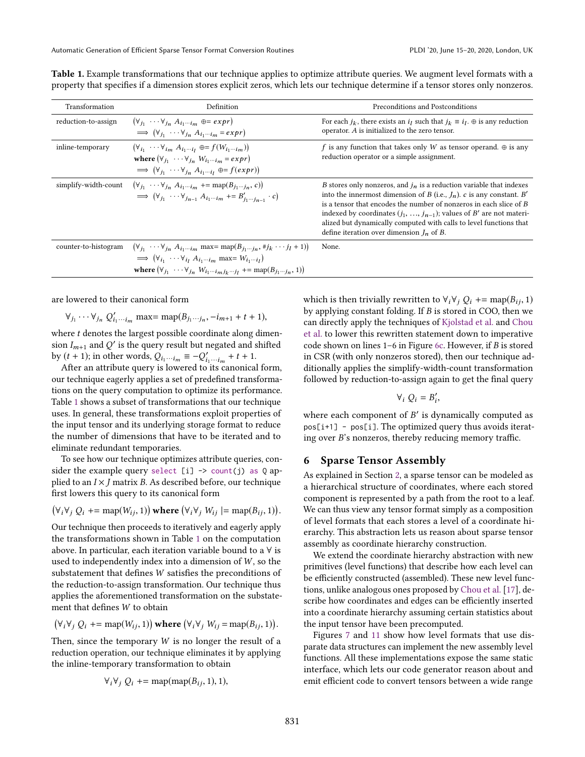**Table 1.** Example transformations that our technique applies to optimize attribute queries. We augment level formats with a property that specifies if a dimension stores explicit zeros, which lets our technique determine if a tensor stores only nonzeros.

| Transformation | Definition | Preconditions and Postconditions |
|---|---|---|
| reduction-to-assign | $(\forall_{j_1} \cdots \forall_{j_n} A_{i_1 \cdots i_m} \oplus= expr) \implies (\forall_{j_1} \cdots \forall_{j_n} A_{i_1 \cdots i_m} = expr)$ | For each $j_k$, there exists an $i_l$ such that $j_k \equiv i_l$. $\oplus$ is any reduction operator. $A$ is initialized to the zero tensor. |
| inline-temporary | $(\forall_{i_1} \cdots \forall_{i_m} A_{i_1 \cdots i_l} \oplus= f(W_{i_1 \cdots i_m}))$ **where** $(\forall_{j_1} \cdots \forall_{j_n} W_{i_1 \cdots i_m} = expr) \implies (\forall_{j_1} \cdots \forall_{j_n} A_{i_1 \cdots i_l} \oplus= f(expr))$ | $f$ is any function that takes only $W$ as tensor operand. $\oplus$ is any reduction operator or a simple assignment. |
| simplify-width-count | $(\forall_{j_1} \cdots \forall_{j_n} A_{i_1 \cdots i_m} \mathrel{+}= \text{map}(B_{j_1 \cdots j_n}, c)) \implies (\forall_{j_1} \cdots \forall_{j_{n-1}} A_{i_1 \cdots i_m} \mathrel{+}= B'_{j_1 \cdots j_{n-1}} \cdot c)$ | $B$ stores only nonzeros, and $j_n$ is a reduction variable that indexes into the innermost dimension of $B$ (i.e., $J_n$). $c$ is any constant. $B'$ is a tensor that encodes the number of nonzeros in each slice of $B$ indexed by coordinates $(j_1, \ldots, j_{n-1})$; values of $B'$ are not materialized but dynamically computed with calls to level functions that define iteration over dimension $J_n$ of $B$. |
| counter-to-histogram | $(\forall_{j_1} \cdots \forall_{j_n} A_{i_1 \cdots i_m} \text{ max= } \text{map}(B_{j_1 \cdots j_n}, \#j_k \cdots j_l + 1)) \implies (\forall_{i_1} \cdots \forall_{i_l} A_{i_1 \cdots i_m} \text{ max= } W_{i_1 \cdots i_l})$ **where** $(\forall_{j_1} \cdots \forall_{j_n} W_{i_1 \cdots i_m j_k \cdots j_l} \mathrel{+}= \text{map}(B_{j_1 \cdots j_n}, 1))$ | None. |

are lowered to their canonical form

$$\forall_{j_1} \cdots \forall_{j_n} Q'_{i_1 \cdots i_m} \text{ max= } \text{map}(B_{j_1 \cdots j_n}, -i_{m+1} + t + 1),$$

where $t$ denotes the largest possible coordinate along dimension $I_{m+1}$ and $Q'$ is the query result but negated and shifted by $(t+1)$; in other words, $Q_{i_1 \cdots i_m} \equiv -Q'_{i_1 \cdots i_m} + t + 1$.

After an attribute query is lowered to its canonical form, our technique eagerly applies a set of predefined transformations on the query computation to optimize its performance. Table 1 shows a subset of transformations that our technique uses. In general, these transformations exploit properties of the input tensor and its underlying storage format to reduce the number of dimensions that have to be iterated and to eliminate redundant temporaries.

To see how our technique optimizes attribute queries, consider the example query `select [i] -> count(j) as Q` applied to an $I \times J$ matrix $B$. As described before, our technique first lowers this query to its canonical form

$$(\forall_i \forall_j Q_i \mathrel{+}= \text{map}(W_{ij}, 1)) \textbf{ where } (\forall_i \forall_j W_{ij} \mathrel{|}= \text{map}(B_{ij}, 1)).$$

Our technique then proceeds to iteratively and eagerly apply the transformations shown in Table 1 on the computation above. In particular, each iteration variable bound to a $\forall$ is used to independently index into a dimension of $W$, so the substatement that defines $W$ satisfies the preconditions of the reduction-to-assign transformation. Our technique thus applies the aforementioned transformation on the substatement that defines $W$ to obtain

$$(\forall_i \forall_j Q_i \mathrel{+}= \text{map}(W_{ij}, 1)) \textbf{ where } (\forall_i \forall_j W_{ij} = \text{map}(B_{ij}, 1)).$$

Then, since the temporary $W$ is no longer the result of a reduction operation, our technique eliminates it by applying the inline-temporary transformation to obtain

$$\forall_i \forall_j Q_i \mathrel{+}= \text{map}(\text{map}(B_{ij}, 1), 1),$$

which is then trivially rewritten to $\forall_i \forall_j Q_i \mathrel{+}= \text{map}(B_{ij}, 1)$ by applying constant folding. If $B$ is stored in COO, then we can directly apply the techniques of Kjolstad et al. and Chou et al. to lower this rewritten statement down to imperative code shown on lines 1–6 in Figure 6c. However, if $B$ is stored in CSR (with only nonzeros stored), then our technique additionally applies the simplify-width-count transformation followed by reduction-to-assign again to get the final query

$$\forall_i Q_i = B'_i,$$

where each component of $B'$ is dynamically computed as `pos[i+1] - pos[i]`. The optimized query thus avoids iterating over $B$'s nonzeros, thereby reducing memory traffic.

## 6 Sparse Tensor Assembly

As explained in Section 2, a sparse tensor can be modeled as a hierarchical structure of coordinates, where each stored component is represented by a path from the root to a leaf. We can thus view any tensor format simply as a composition of level formats that each stores a level of a coordinate hierarchy. This abstraction lets us reason about sparse tensor assembly as coordinate hierarchy construction.

We extend the coordinate hierarchy abstraction with new primitives (level functions) that describe how each level can be efficiently constructed (assembled). These new level functions, unlike analogous ones proposed by Chou et al. [17], describe how coordinates and edges can be efficiently inserted into a coordinate hierarchy assuming certain statistics about the input tensor have been precomputed.

Figures 7 and 11 show how level formats that use disparate data structures can implement the new assembly level functions. All these implementations expose the same static interface, which lets our code generator reason about and emit efficient code to convert tensors between a wide range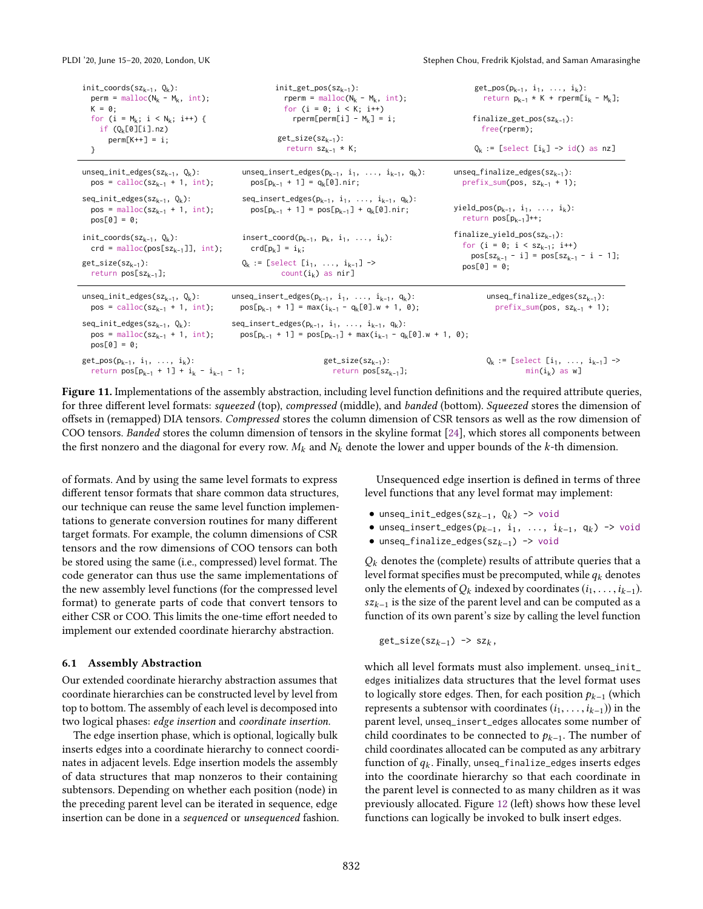```
init_coords(sz_{k-1}, Q_k):
  perm = malloc(N_k - M_k, int);
  K = 0;
  for (i = M_k; i < N_k; i++) {
    if (Q_k[0][i].nz)
      perm[K++] = i;
  }

init_get_pos(sz_{k-1}):
  rperm = malloc(N_k - M_k, int);
  for (i = 0; i < K; i++)
    rperm[perm[i] - M_k] = i;

get_size(sz_{k-1}):
  return sz_{k-1} * K;

get_pos(p_{k-1}, i_1, ..., i_k):
  return p_{k-1} * K + rperm[i_k - M_k];

finalize_get_pos(sz_{k-1}):
  free(rperm);

Q_k := [select [i_k] -> id() as nz]
```

```
unseq_init_edges(sz_{k-1}, Q_k):
  pos = calloc(sz_{k-1} + 1, int);

seq_init_edges(sz_{k-1}, Q_k):
  pos = malloc(sz_{k-1} + 1, int);
  pos[0] = 0;

init_coords(sz_{k-1}, Q_k):
  crd = malloc(pos[sz_{k-1}]], int);

get_size(sz_{k-1}):
  return pos[sz_{k-1}];

unseq_insert_edges(p_{k-1}, i_1, ..., i_{k-1}, q_k):
  pos[p_{k-1} + 1] = q_k[0].nir;

seq_insert_edges(p_{k-1}, i_1, ..., i_{k-1}, q_k):
  pos[p_{k-1} + 1] = pos[p_{k-1}] + q_k[0].nir;

insert_coord(p_{k-1}, p_k, i_1, ..., i_k):
  crd[p_k] = i_k;

Q_k := [select [i_1, ..., i_{k-1}] ->
         count(i_k) as nir]

unseq_finalize_edges(sz_{k-1}):
  prefix_sum(pos, sz_{k-1} + 1);

yield_pos(p_{k-1}, i_1, ..., i_k):
  return pos[p_{k-1}]++;

finalize_yield_pos(sz_{k-1}):
  for (i = 0; i < sz_{k-1}; i++)
    pos[sz_{k-1} - i] = pos[sz_{k-1} - i - 1];
  pos[0] = 0;
```

```
unseq_init_edges(sz_{k-1}, Q_k):
  pos = calloc(sz_{k-1} + 1, int);

seq_init_edges(sz_{k-1}, Q_k):
  pos = malloc(sz_{k-1} + 1, int);
  pos[0] = 0;

get_pos(p_{k-1}, i_1, ..., i_k):
  return pos[p_{k-1} + 1] + i_k - i_{k-1} - 1;

unseq_insert_edges(p_{k-1}, i_1, ..., i_{k-1}, q_k):
  pos[p_{k-1} + 1] = max(i_{k-1} - q_k[0].w + 1, 0);

seq_insert_edges(p_{k-1}, i_1, ..., i_{k-1}, q_k):
  pos[p_{k-1} + 1] = pos[p_{k-1}] + max(i_{k-1} - q_k[0].w + 1, 0);

get_size(sz_{k-1}):
  return pos[sz_{k-1}];

unseq_finalize_edges(sz_{k-1}):
  prefix_sum(pos, sz_{k-1} + 1);

Q_k := [select [i_1, ..., i_{k-1}] ->
         min(i_k) as w]
```

**Figure 11.** Implementations of the assembly abstraction, including level function definitions and the required attribute queries, for three different level formats: *squeezed* (top), *compressed* (middle), and *banded* (bottom). *Squeezed* stores the dimension of offsets in (remapped) DIA tensors. *Compressed* stores the column dimension of CSR tensors as well as the row dimension of COO tensors. *Banded* stores the column dimension of tensors in the skyline format [24], which stores all components between the first nonzero and the diagonal for every row. $M_k$ and $N_k$ denote the lower and upper bounds of the $k$-th dimension.

of formats. And by using the same level formats to express different tensor formats that share common data structures, our technique can reuse the same level function implementations to generate conversion routines for many different target formats. For example, the column dimensions of CSR tensors and the row dimensions of COO tensors can both be stored using the same (i.e., compressed) level format. The code generator can thus use the same implementations of the new assembly level functions (for the compressed level format) to generate parts of code that convert tensors to either CSR or COO. This limits the one-time effort needed to implement our extended coordinate hierarchy abstraction.

### 6.1 Assembly Abstraction

Our extended coordinate hierarchy abstraction assumes that coordinate hierarchies can be constructed level by level from top to bottom. The assembly of each level is decomposed into two logical phases: *edge insertion* and *coordinate insertion*.

The edge insertion phase, which is optional, logically bulk inserts edges into a coordinate hierarchy to connect coordinates in adjacent levels. Edge insertion models the assembly of data structures that map nonzeros to their containing subtensors. Depending on whether each position (node) in the preceding parent level can be iterated in sequence, edge insertion can be done in a *sequenced* or *unsequenced* fashion.

Unsequenced edge insertion is defined in terms of three level functions that any level format may implement:

- `unseq_init_edges(sz_{k−1}, Q_k) -> void`
- `unseq_insert_edges(p_{k−1}, i_1, ..., i_{k−1}, q_k) -> void`
- `unseq_finalize_edges(sz_{k−1}) -> void`

$Q_k$ denotes the (complete) results of attribute queries that a level format specifies must be precomputed, while $q_k$ denotes only the elements of $Q_k$ indexed by coordinates $(i_1, \ldots, i_{k-1})$. $sz_{k-1}$ is the size of the parent level and can be computed as a function of its own parent's size by calling the level function

```
get_size(sz_{k−1}) -> sz_k,
```

which all level formats must also implement. `unseq_init_edges` initializes data structures that the level format uses to logically store edges. Then, for each position $p_{k-1}$ (which represents a subtensor with coordinates $(i_1, \ldots, i_{k-1})$) in the parent level, `unseq_insert_edges` allocates some number of child coordinates to be connected to $p_{k-1}$. The number of child coordinates allocated can be computed as any arbitrary function of $q_k$. Finally, `unseq_finalize_edges` inserts edges into the coordinate hierarchy so that each coordinate in the parent level is connected to as many children as it was previously allocated. Figure 12 (left) shows how these level functions can logically be invoked to bulk insert edges.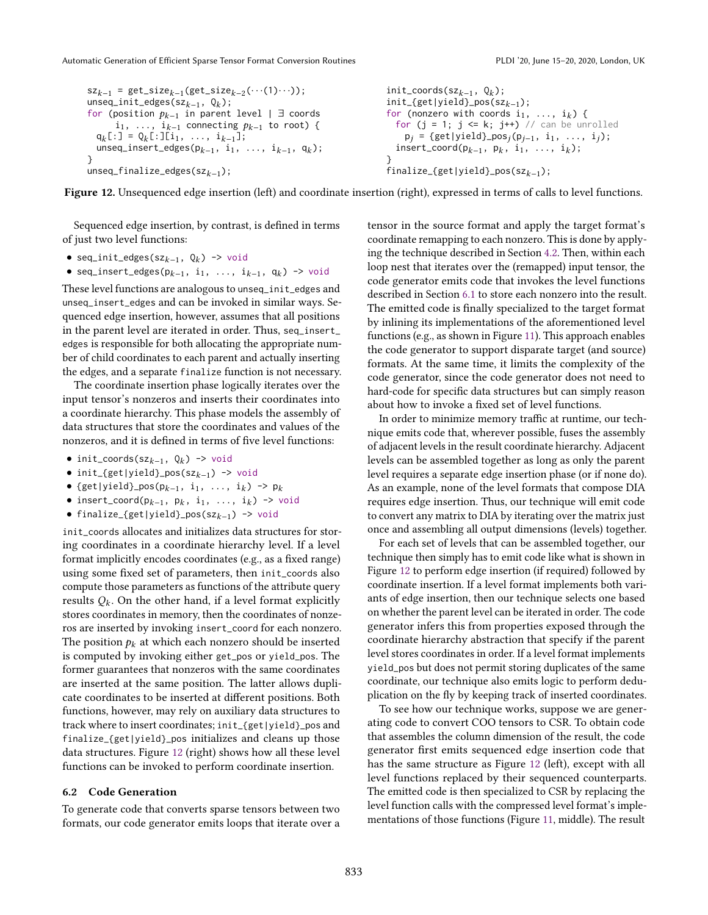```
sz_{k-1} = get_size_{k-1}(get_size_{k-2}(···(1)···));
unseq_init_edges(sz_{k-1}, Q_k);
for (position p_{k-1} in parent level | ∃ coords
      i_1, ..., i_{k-1} connecting p_{k-1} to root) {
  q_k[:] = Q_k[:][i_1, ..., i_{k-1}];
  unseq_insert_edges(p_{k-1}, i_1, ..., i_{k-1}, q_k);
}
unseq_finalize_edges(sz_{k-1});
```

```
init_coords(sz_{k-1}, Q_k);
init_{get|yield}_pos(sz_{k-1});
for (nonzero with coords i_1, ..., i_k) {
  for (j = 1; j <= k; j++) // can be unrolled
    p_j = {get|yield}_pos_j(p_{j-1}, i_1, ..., i_j);
  insert_coord(p_{k-1}, p_k, i_1, ..., i_k);
}
finalize_{get|yield}_pos(sz_{k-1});
```

**Figure 12.** Unsequenced edge insertion (left) and coordinate insertion (right), expressed in terms of calls to level functions.

Sequenced edge insertion, by contrast, is defined in terms of just two level functions:

- `seq_init_edges(sz_{k-1}, Q_k) -> void`
- `seq_insert_edges(p_{k-1}, i_1, ..., i_{k-1}, q_k) -> void`

These level functions are analogous to `unseq_init_edges` and `unseq_insert_edges` and can be invoked in similar ways. Sequenced edge insertion, however, assumes that all positions in the parent level are iterated in order. Thus, `seq_insert_edges` is responsible for both allocating the appropriate number of child coordinates to each parent and actually inserting the edges, and a separate `finalize` function is not necessary.

The coordinate insertion phase logically iterates over the input tensor's nonzeros and inserts their coordinates into a coordinate hierarchy. This phase models the assembly of data structures that store the coordinates and values of the nonzeros, and it is defined in terms of five level functions:

- `init_coords(sz_{k-1}, Q_k) -> void`
- `init_{get|yield}_pos(sz_{k-1}) -> void`
- `{get|yield}_pos(p_{k-1}, i_1, ..., i_k) -> p_k`
- `insert_coord(p_{k-1}, p_k, i_1, ..., i_k) -> void`
- `finalize_{get|yield}_pos(sz_{k-1}) -> void`

`init_coords` allocates and initializes data structures for storing coordinates in a coordinate hierarchy level. If a level format implicitly encodes coordinates (e.g., as a fixed range) using some fixed set of parameters, then `init_coords` also compute those parameters as functions of the attribute query results $Q_k$. On the other hand, if a level format explicitly stores coordinates in memory, then the coordinates of nonzeros are inserted by invoking `insert_coord` for each nonzero. The position $p_k$ at which each nonzero should be inserted is computed by invoking either `get_pos` or `yield_pos`. The former guarantees that nonzeros with the same coordinates are inserted at the same position. The latter allows duplicate coordinates to be inserted at different positions. Both functions, however, may rely on auxiliary data structures to track where to insert coordinates; `init_{get|yield}_pos` and `finalize_{get|yield}_pos` initializes and cleans up those data structures. Figure 12 (right) shows how all these level functions can be invoked to perform coordinate insertion.

### 6.2 Code Generation

To generate code that converts sparse tensors between two formats, our code generator emits loops that iterate over a tensor in the source format and apply the target format's coordinate remapping to each nonzero. This is done by applying the technique described in Section 4.2. Then, within each loop nest that iterates over the (remapped) input tensor, the code generator emits code that invokes the level functions described in Section 6.1 to store each nonzero into the result. The emitted code is finally specialized to the target format by inlining its implementations of the aforementioned level functions (e.g., as shown in Figure 11). This approach enables the code generator to support disparate target (and source) formats. At the same time, it limits the complexity of the code generator, since the code generator does not need to hard-code for specific data structures but can simply reason about how to invoke a fixed set of level functions.

In order to minimize memory traffic at runtime, our technique emits code that, wherever possible, fuses the assembly of adjacent levels in the result coordinate hierarchy. Adjacent levels can be assembled together as long as only the parent level requires a separate edge insertion phase (or if none do). As an example, none of the level formats that compose DIA requires edge insertion. Thus, our technique will emit code to convert any matrix to DIA by iterating over the matrix just once and assembling all output dimensions (levels) together.

For each set of levels that can be assembled together, our technique then simply has to emit code like what is shown in Figure 12 to perform edge insertion (if required) followed by coordinate insertion. If a level format implements both variants of edge insertion, then our technique selects one based on whether the parent level can be iterated in order. The code generator infers this from properties exposed through the coordinate hierarchy abstraction that specify if the parent level stores coordinates in order. If a level format implements `yield_pos` but does not permit storing duplicates of the same coordinate, our technique also emits logic to perform deduplication on the fly by keeping track of inserted coordinates.

To see how our technique works, suppose we are generating code to convert COO tensors to CSR. To obtain code that assembles the column dimension of the result, the code generator first emits sequenced edge insertion code that has the same structure as Figure 12 (left), except with all level functions replaced by their sequenced counterparts. The emitted code is then specialized to CSR by replacing the level function calls with the compressed level format's implementations of those functions (Figure 11, middle). The result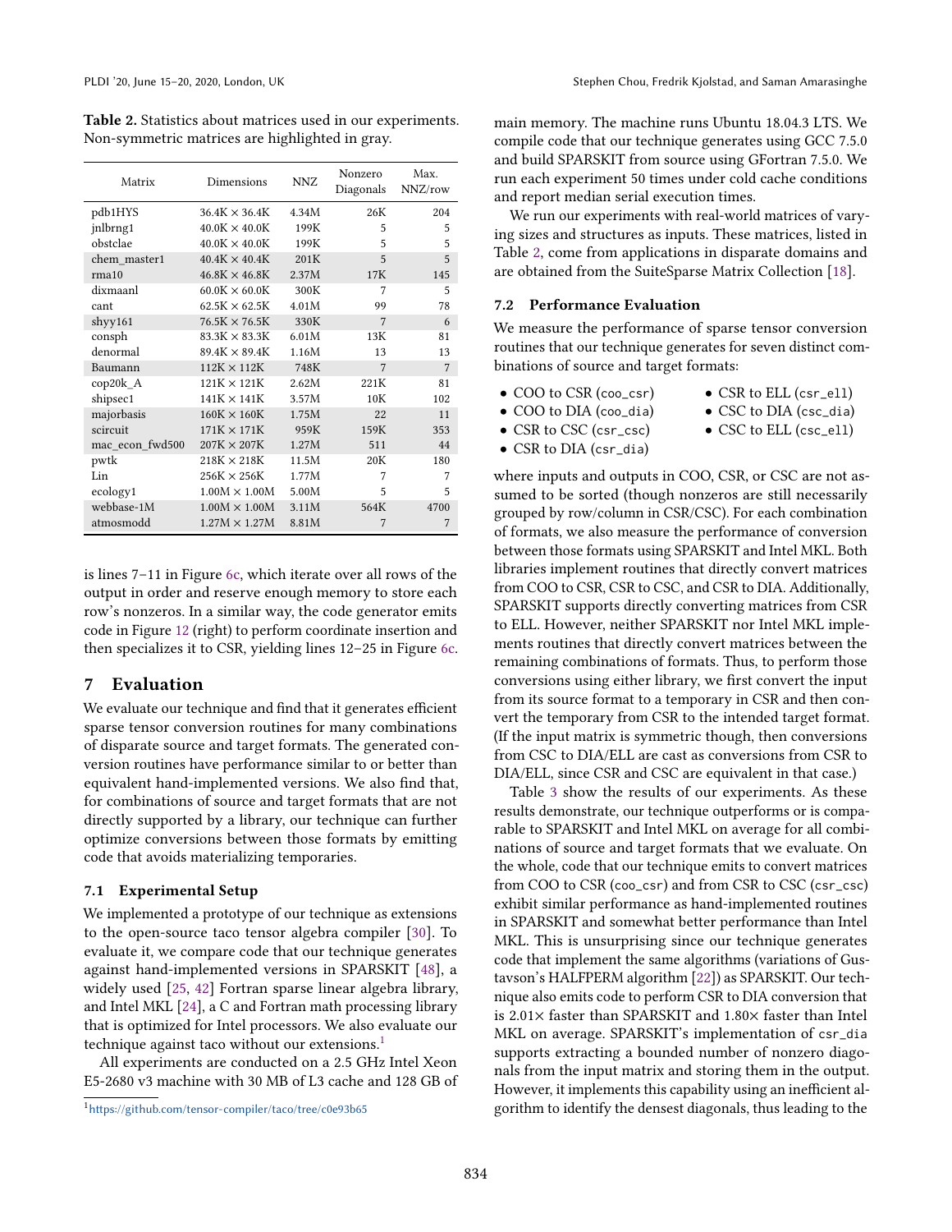**Table 2.** Statistics about matrices used in our experiments. Non-symmetric matrices are highlighted in gray.

| Matrix | Dimensions | NNZ | Nonzero Diagonals | Max. NNZ/row |
|---|---|---|---|---|
| pdb1HYS | 36.4K × 36.4K | 4.34M | 26K | 204 |
| jnlbrng1 | 40.0K × 40.0K | 199K | 5 | 5 |
| obstclae | 40.0K × 40.0K | 199K | 5 | 5 |
| chem_master1 | 40.4K × 40.4K | 201K | 5 | 5 |
| rma10 | 46.8K × 46.8K | 2.37M | 17K | 145 |
| dixmaanl | 60.0K × 60.0K | 300K | 7 | 5 |
| cant | 62.5K × 62.5K | 4.01M | 99 | 78 |
| shyy161 | 76.5K × 76.5K | 330K | 7 | 6 |
| consph | 83.3K × 83.3K | 6.01M | 13K | 81 |
| denormal | 89.4K × 89.4K | 1.16M | 13 | 13 |
| Baumann | 112K × 112K | 748K | 7 | 7 |
| cop20k_A | 121K × 121K | 2.62M | 221K | 81 |
| shipsec1 | 141K × 141K | 3.57M | 10K | 102 |
| majorbasis | 160K × 160K | 1.75M | 22 | 11 |
| scircuit | 171K × 171K | 959K | 159K | 353 |
| mac_econ_fwd500 | 207K × 207K | 1.27M | 511 | 44 |
| pwtk | 218K × 218K | 11.5M | 20K | 180 |
| Lin | 256K × 256K | 1.77M | 7 | 7 |
| ecology1 | 1.00M × 1.00M | 5.00M | 5 | 5 |
| webbase-1M | 1.00M × 1.00M | 3.11M | 564K | 4700 |
| atmosmodd | 1.27M × 1.27M | 8.81M | 7 | 7 |

is lines 7–11 in Figure 6c, which iterate over all rows of the output in order and reserve enough memory to store each row's nonzeros. In a similar way, the code generator emits code in Figure 12 (right) to perform coordinate insertion and then specializes it to CSR, yielding lines 12–25 in Figure 6c.

# 7 Evaluation

We evaluate our technique and find that it generates efficient sparse tensor conversion routines for many combinations of disparate source and target formats. The generated conversion routines have performance similar to or better than equivalent hand-implemented versions. We also find that, for combinations of source and target formats that are not directly supported by a library, our technique can further optimize conversions between those formats by emitting code that avoids materializing temporaries.

## 7.1 Experimental Setup

We implemented a prototype of our technique as extensions to the open-source taco tensor algebra compiler [30]. To evaluate it, we compare code that our technique generates against hand-implemented versions in SPARSKIT [48], a widely used [25, 42] Fortran sparse linear algebra library, and Intel MKL [24], a C and Fortran math processing library that is optimized for Intel processors. We also evaluate our technique against taco without our extensions.[1]

All experiments are conducted on a 2.5 GHz Intel Xeon E5-2680 v3 machine with 30 MB of L3 cache and 128 GB of main memory. The machine runs Ubuntu 18.04.3 LTS. We compile code that our technique generates using GCC 7.5.0 and build SPARSKIT from source using GFortran 7.5.0. We run each experiment 50 times under cold cache conditions and report median serial execution times.

We run our experiments with real-world matrices of varying sizes and structures as inputs. These matrices, listed in Table 2, come from applications in disparate domains and are obtained from the SuiteSparse Matrix Collection [18].

## 7.2 Performance Evaluation

We measure the performance of sparse tensor conversion routines that our technique generates for seven distinct combinations of source and target formats:

- COO to CSR (`coo_csr`)
- COO to DIA (`coo_dia`)
- CSR to CSC (`csr_csc`)
- CSR to DIA (`csr_dia`)
- CSR to ELL (`csr_ell`)
- CSC to DIA (`csc_dia`)
- CSC to ELL (`csc_ell`)

where inputs and outputs in COO, CSR, or CSC are not assumed to be sorted (though nonzeros are still necessarily grouped by row/column in CSR/CSC). For each combination of formats, we also measure the performance of conversion between those formats using SPARSKIT and Intel MKL. Both libraries implement routines that directly convert matrices from COO to CSR, CSR to CSC, and CSR to DIA. Additionally, SPARSKIT supports directly converting matrices from CSR to ELL. However, neither SPARSKIT nor Intel MKL implements routines that directly convert matrices between the remaining combinations of formats. Thus, to perform those conversions using either library, we first convert the input from its source format to a temporary in CSR and then convert the temporary from CSR to the intended target format. (If the input matrix is symmetric though, then conversions from CSC to DIA/ELL are cast as conversions from CSR to DIA/ELL, since CSR and CSC are equivalent in that case.)

Table 3 show the results of our experiments. As these results demonstrate, our technique outperforms or is comparable to SPARSKIT and Intel MKL on average for all combinations of source and target formats that we evaluate. On the whole, code that our technique emits to convert matrices from COO to CSR (`coo_csr`) and from CSR to CSC (`csr_csc`) exhibit similar performance as hand-implemented routines in SPARSKIT and somewhat better performance than Intel MKL. This is unsurprising since our technique generates code that implement the same algorithms (variations of Gustavson's HALFPERM algorithm [22]) as SPARSKIT. Our technique also emits code to perform CSR to DIA conversion that is 2.01× faster than SPARSKIT and 1.80× faster than Intel MKL on average. SPARSKIT's implementation of `csr_dia` supports extracting a bounded number of nonzero diagonals from the input matrix and storing them in the output. However, it implements this capability using an inefficient algorithm to identify the densest diagonals, thus leading to the

[1] https://github.com/tensor-compiler/taco/tree/c0e93b65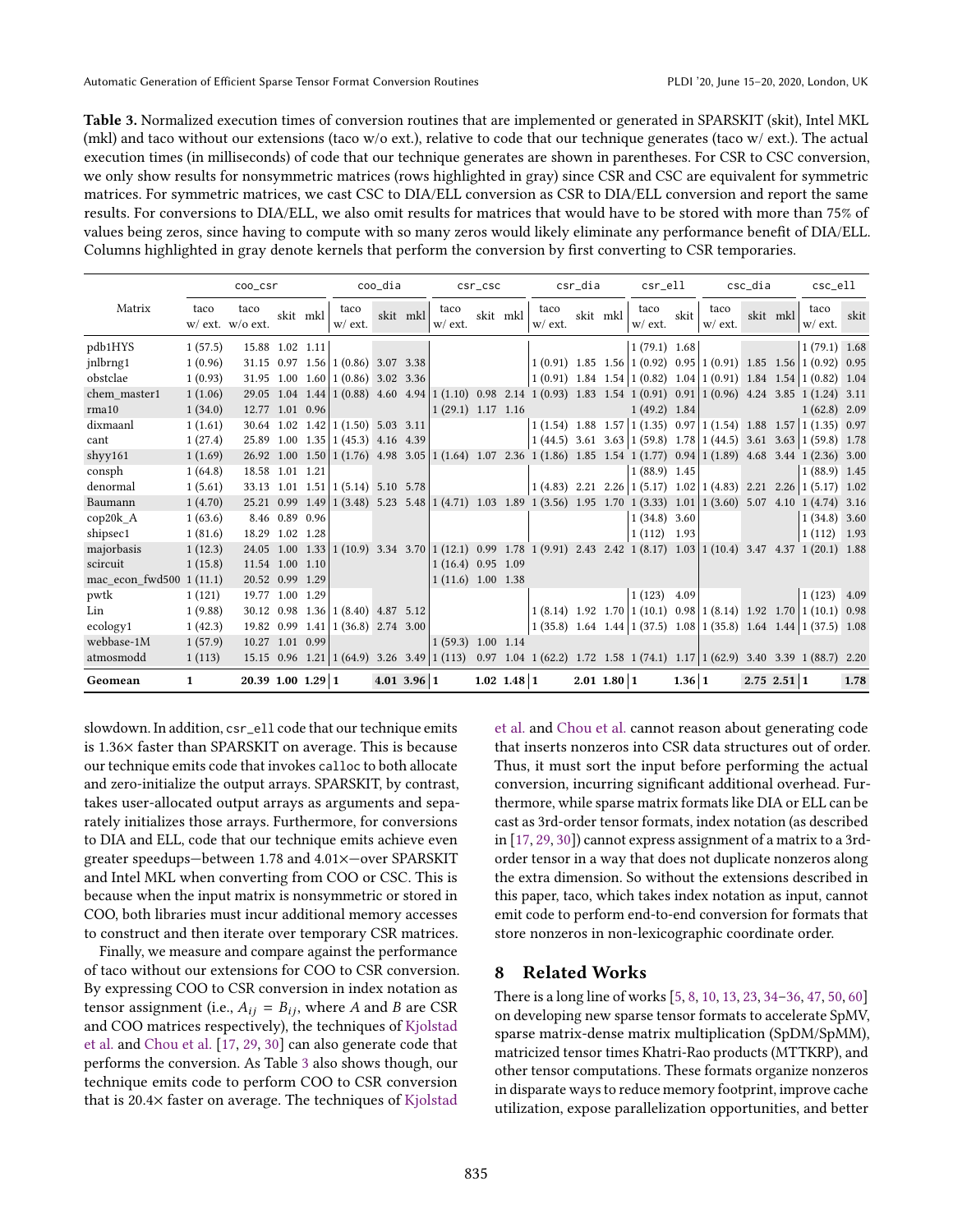**Table 3.** Normalized execution times of conversion routines that are implemented or generated in SPARSKIT (skit), Intel MKL (mkl) and taco without our extensions (taco w/o ext.), relative to code that our technique generates (taco w/ ext.). The actual execution times (in milliseconds) of code that our technique generates are shown in parentheses. For CSR to CSC conversion, we only show results for nonsymmetric matrices (rows highlighted in gray) since CSR and CSC are equivalent for symmetric matrices. For symmetric matrices, we cast CSC to DIA/ELL conversion as CSR to DIA/ELL conversion and report the same results. For conversions to DIA/ELL, we also omit results for matrices that would have to be stored with more than 75% of values being zeros, since having to compute with so many zeros would likely eliminate any performance benefit of DIA/ELL. Columns highlighted in gray denote kernels that perform the conversion by first converting to CSR temporaries.

| Matrix | coo_csr | | | | coo_dia | | | csr_csc | | | csr_dia | | | csr_ell | | csc_dia | | | csc_ell | |
|---|---|---|---|---|---|---|---|---|---|---|---|---|---|---|---|---|---|---|---|---|
| | taco w/ ext. | taco w/o ext. | skit | mkl | taco w/ ext. | skit | mkl | taco w/ ext. | skit | mkl | taco w/ ext. | skit | mkl | taco w/ ext. | skit | taco w/ ext. | skit | mkl | taco w/ ext. | skit |
| pdb1HYS | 1 (57.5) | 15.88 | 1.02 | 1.11 | | | | | | | | | | 1 (79.1) | 1.68 | | | | 1 (79.1) | 1.68 |
| jnlbrng1 | 1 (0.96) | 31.15 | 0.97 | 1.56 | 1 (0.86) | 3.07 | 3.38 | | | | 1 (0.91) | 1.85 | 1.56 | 1 (0.92) | 0.95 | 1 (0.91) | 1.85 | 1.56 | 1 (0.92) | 0.95 |
| obstclae | 1 (0.93) | 31.95 | 1.00 | 1.60 | 1 (0.86) | 3.02 | 3.36 | | | | 1 (0.91) | 1.84 | 1.54 | 1 (0.82) | 1.04 | 1 (0.91) | 1.84 | 1.54 | 1 (0.82) | 1.04 |
| chem_master1 | 1 (1.06) | 29.05 | 1.04 | 1.44 | 1 (0.88) | 4.60 | 4.94 | 1 (1.10) | 0.98 | 2.14 | 1 (0.93) | 1.83 | 1.54 | 1 (0.91) | 0.91 | 1 (0.96) | 4.24 | 3.85 | 1 (1.24) | 3.11 |
| rma10 | 1 (34.0) | 12.77 | 1.01 | 0.96 | | | | 1 (29.1) | 1.17 | 1.16 | | | | 1 (49.2) | 1.84 | | | | 1 (62.8) | 2.09 |
| dixmaanl | 1 (1.61) | 30.64 | 1.02 | 1.42 | 1 (1.50) | 5.03 | 3.11 | | | | 1 (1.54) | 1.88 | 1.57 | 1 (1.35) | 0.97 | 1 (1.54) | 1.88 | 1.57 | 1 (1.35) | 0.97 |
| cant | 1 (27.4) | 25.89 | 1.00 | 1.35 | 1 (45.3) | 4.16 | 4.39 | | | | 1 (44.5) | 3.61 | 3.63 | 1 (59.8) | 1.78 | 1 (44.5) | 3.61 | 3.63 | 1 (59.8) | 1.78 |
| shyy161 | 1 (1.69) | 26.92 | 1.00 | 1.50 | 1 (1.76) | 4.98 | 3.05 | 1 (1.64) | 1.07 | 2.36 | 1 (1.86) | 1.85 | 1.54 | 1 (1.77) | 0.94 | 1 (1.89) | 4.68 | 3.44 | 1 (2.36) | 3.00 |
| consph | 1 (64.8) | 18.58 | 1.01 | 1.21 | | | | | | | | | | 1 (88.9) | 1.45 | | | | 1 (88.9) | 1.45 |
| denormal | 1 (5.61) | 33.13 | 1.01 | 1.51 | 1 (5.14) | 5.10 | 5.78 | | | | 1 (4.83) | 2.21 | 2.26 | 1 (5.17) | 1.02 | 1 (4.83) | 2.21 | 2.26 | 1 (5.17) | 1.02 |
| Baumann | 1 (4.70) | 25.21 | 0.99 | 1.49 | 1 (3.48) | 5.23 | 5.48 | 1 (4.71) | 1.03 | 1.89 | 1 (3.56) | 1.95 | 1.70 | 1 (3.33) | 1.01 | 1 (3.60) | 5.07 | 4.10 | 1 (4.74) | 3.16 |
| cop20k_A | 1 (63.6) | 8.46 | 0.89 | 0.96 | | | | | | | | | | 1 (34.8) | 3.60 | | | | 1 (34.8) | 3.60 |
| shipsec1 | 1 (81.6) | 18.29 | 1.02 | 1.28 | | | | | | | | | | 1 (112) | 1.93 | | | | 1 (112) | 1.93 |
| majorbasis | 1 (12.3) | 24.05 | 1.00 | 1.33 | 1 (10.9) | 3.34 | 3.70 | 1 (12.1) | 0.99 | 1.78 | 1 (9.91) | 2.43 | 2.42 | 1 (8.17) | 1.03 | 1 (10.4) | 3.47 | 4.37 | 1 (20.1) | 1.88 |
| scircuit | 1 (15.8) | 11.54 | 1.00 | 1.10 | | | | 1 (16.4) | 0.95 | 1.09 | | | | | | | | | | |
| mac_econ_fwd500 | 1 (11.1) | 20.52 | 0.99 | 1.29 | | | | 1 (11.6) | 1.00 | 1.38 | | | | | | | | | | |
| pwtk | 1 (121) | 19.77 | 1.00 | 1.29 | | | | | | | | | | 1 (123) | 4.09 | | | | 1 (123) | 4.09 |
| Lin | 1 (9.88) | 30.12 | 0.98 | 1.36 | 1 (8.40) | 4.87 | 5.12 | | | | 1 (8.14) | 1.92 | 1.70 | 1 (10.1) | 0.98 | 1 (8.14) | 1.92 | 1.70 | 1 (10.1) | 0.98 |
| ecology1 | 1 (42.3) | 19.82 | 0.99 | 1.41 | 1 (36.8) | 2.74 | 3.00 | | | | 1 (35.8) | 1.64 | 1.44 | 1 (37.5) | 1.08 | 1 (35.8) | 1.64 | 1.44 | 1 (37.5) | 1.08 |
| webbase-1M | 1 (57.9) | 10.27 | 1.01 | 0.99 | | | | 1 (59.3) | 1.00 | 1.14 | | | | | | | | | | |
| atmosmodd | 1 (113) | 15.15 | 0.96 | 1.21 | 1 (64.9) | 3.26 | 3.49 | 1 (113) | 0.97 | 1.04 | 1 (62.2) | 1.72 | 1.58 | 1 (74.1) | 1.17 | 1 (62.9) | 3.40 | 3.39 | 1 (88.7) | 2.20 |
| **Geomean** | **1** | **20.39** | **1.00** | **1.29** | **1** | **4.01** | **3.96** | **1** | **1.02** | **1.48** | **1** | **2.01** | **1.80** | **1** | **1.36** | **1** | **2.75** | **2.51** | **1** | **1.78** |

slowdown. In addition, `csr_ell` code that our technique emits is 1.36× faster than SPARSKIT on average. This is because our technique emits code that invokes `calloc` to both allocate and zero-initialize the output arrays. SPARSKIT, by contrast, takes user-allocated output arrays as arguments and separately initializes those arrays. Furthermore, for conversions to DIA and ELL, code that our technique emits achieve even greater speedups—between 1.78 and 4.01×—over SPARSKIT and Intel MKL when converting from COO or CSC. This is because when the input matrix is nonsymmetric or stored in COO, both libraries must incur additional memory accesses to construct and then iterate over temporary CSR matrices.

Finally, we measure and compare against the performance of taco without our extensions for COO to CSR conversion. By expressing COO to CSR conversion in index notation as tensor assignment (i.e., $A_{ij} = B_{ij}$, where $A$ and $B$ are CSR and COO matrices respectively), the techniques of Kjolstad et al. and Chou et al. [17, 29, 30] can also generate code that performs the conversion. As Table 3 also shows though, our technique emits code to perform COO to CSR conversion that is 20.4× faster on average. The techniques of Kjolstad et al. and Chou et al. cannot reason about generating code that inserts nonzeros into CSR data structures out of order. Thus, it must sort the input before performing the actual conversion, incurring significant additional overhead. Furthermore, while sparse matrix formats like DIA or ELL can be cast as 3rd-order tensor formats, index notation (as described in [17, 29, 30]) cannot express assignment of a matrix to a 3rd-order tensor in a way that does not duplicate nonzeros along the extra dimension. So without the extensions described in this paper, taco, which takes index notation as input, cannot emit code to perform end-to-end conversion for formats that store nonzeros in non-lexicographic coordinate order.

## 8 Related Works

There is a long line of works [5, 8, 10, 13, 23, 34–36, 47, 50, 60] on developing new sparse tensor formats to accelerate SpMV, sparse matrix-dense matrix multiplication (SpDM/SpMM), matricized tensor times Khatri-Rao products (MTTKRP), and other tensor computations. These formats organize nonzeros in disparate ways to reduce memory footprint, improve cache utilization, expose parallelization opportunities, and better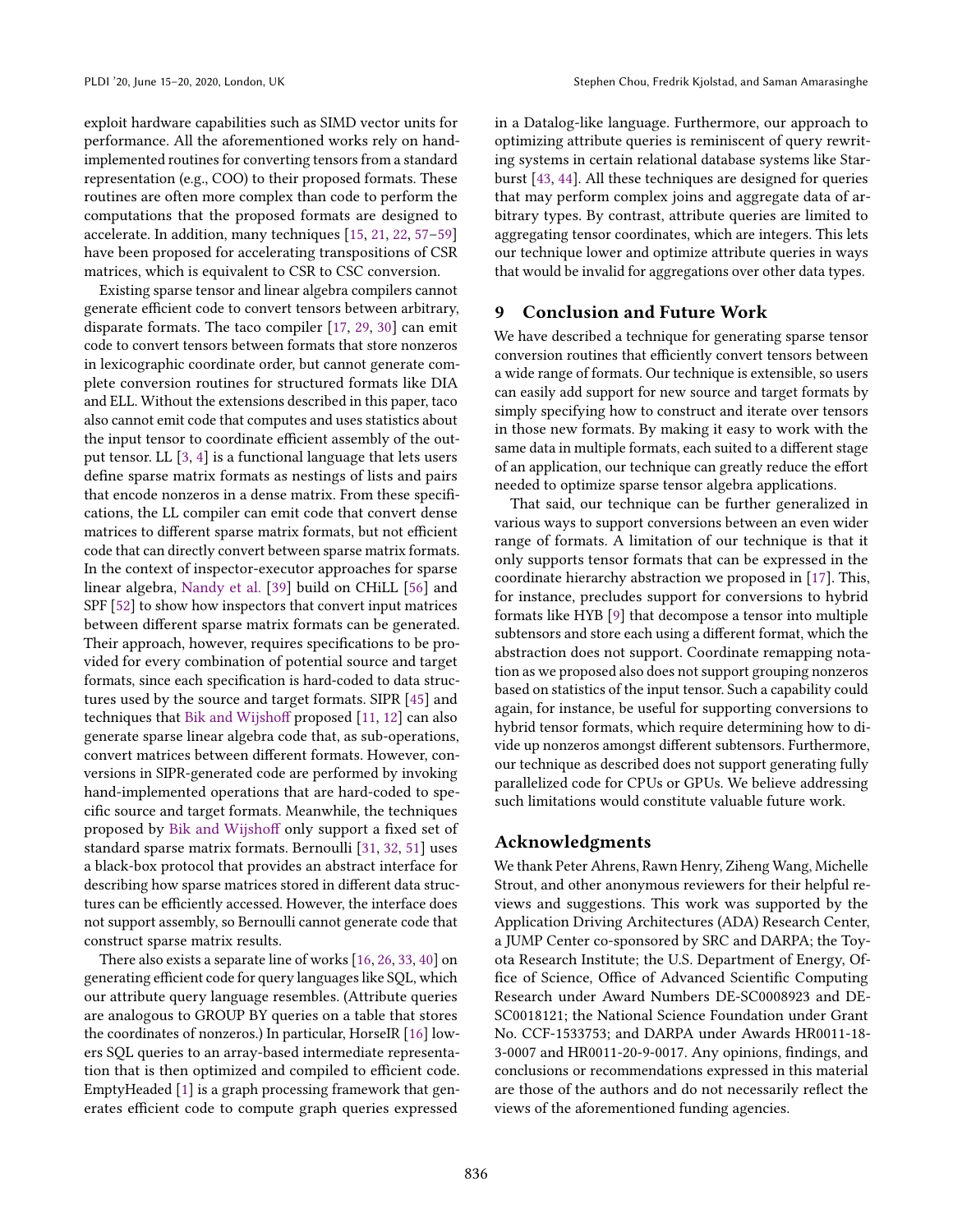exploit hardware capabilities such as SIMD vector units for performance. All the aforementioned works rely on hand-implemented routines for converting tensors from a standard representation (e.g., COO) to their proposed formats. These routines are often more complex than code to perform the computations that the proposed formats are designed to accelerate. In addition, many techniques [15, 21, 22, 57–59] have been proposed for accelerating transpositions of CSR matrices, which is equivalent to CSR to CSC conversion.

Existing sparse tensor and linear algebra compilers cannot generate efficient code to convert tensors between arbitrary, disparate formats. The taco compiler [17, 29, 30] can emit code to convert tensors between formats that store nonzeros in lexicographic coordinate order, but cannot generate complete conversion routines for structured formats like DIA and ELL. Without the extensions described in this paper, taco also cannot emit code that computes and uses statistics about the input tensor to coordinate efficient assembly of the output tensor. LL [3, 4] is a functional language that lets users define sparse matrix formats as nestings of lists and pairs that encode nonzeros in a dense matrix. From these specifications, the LL compiler can emit code that convert dense matrices to different sparse matrix formats, but not efficient code that can directly convert between sparse matrix formats. In the context of inspector-executor approaches for sparse linear algebra, Nandy et al. [39] build on CHiLL [56] and SPF [52] to show how inspectors that convert input matrices between different sparse matrix formats can be generated. Their approach, however, requires specifications to be provided for every combination of potential source and target formats, since each specification is hard-coded to data structures used by the source and target formats. SIPR [45] and techniques that Bik and Wijshoff proposed [11, 12] can also generate sparse linear algebra code that, as sub-operations, convert matrices between different formats. However, conversions in SIPR-generated code are performed by invoking hand-implemented operations that are hard-coded to specific source and target formats. Meanwhile, the techniques proposed by Bik and Wijshoff only support a fixed set of standard sparse matrix formats. Bernoulli [31, 32, 51] uses a black-box protocol that provides an abstract interface for describing how sparse matrices stored in different data structures can be efficiently accessed. However, the interface does not support assembly, so Bernoulli cannot generate code that construct sparse matrix results.

There also exists a separate line of works [16, 26, 33, 40] on generating efficient code for query languages like SQL, which our attribute query language resembles. (Attribute queries are analogous to GROUP BY queries on a table that stores the coordinates of nonzeros.) In particular, HorseIR [16] lowers SQL queries to an array-based intermediate representation that is then optimized and compiled to efficient code. EmptyHeaded [1] is a graph processing framework that generates efficient code to compute graph queries expressed in a Datalog-like language. Furthermore, our approach to optimizing attribute queries is reminiscent of query rewriting systems in certain relational database systems like Starburst [43, 44]. All these techniques are designed for queries that may perform complex joins and aggregate data of arbitrary types. By contrast, attribute queries are limited to aggregating tensor coordinates, which are integers. This lets our technique lower and optimize attribute queries in ways that would be invalid for aggregations over other data types.

## 9 Conclusion and Future Work

We have described a technique for generating sparse tensor conversion routines that efficiently convert tensors between a wide range of formats. Our technique is extensible, so users can easily add support for new source and target formats by simply specifying how to construct and iterate over tensors in those new formats. By making it easy to work with the same data in multiple formats, each suited to a different stage of an application, our technique can greatly reduce the effort needed to optimize sparse tensor algebra applications.

That said, our technique can be further generalized in various ways to support conversions between an even wider range of formats. A limitation of our technique is that it only supports tensor formats that can be expressed in the coordinate hierarchy abstraction we proposed in [17]. This, for instance, precludes support for conversions to hybrid formats like HYB [9] that decompose a tensor into multiple subtensors and store each using a different format, which the abstraction does not support. Coordinate remapping notation as we proposed also does not support grouping nonzeros based on statistics of the input tensor. Such a capability could again, for instance, be useful for supporting conversions to hybrid tensor formats, which require determining how to divide up nonzeros amongst different subtensors. Furthermore, our technique as described does not support generating fully parallelized code for CPUs or GPUs. We believe addressing such limitations would constitute valuable future work.

## Acknowledgments

We thank Peter Ahrens, Rawn Henry, Ziheng Wang, Michelle Strout, and other anonymous reviewers for their helpful reviews and suggestions. This work was supported by the Application Driving Architectures (ADA) Research Center, a JUMP Center co-sponsored by SRC and DARPA; the Toyota Research Institute; the U.S. Department of Energy, Office of Science, Office of Advanced Scientific Computing Research under Award Numbers DE-SC0008923 and DE-SC0018121; the National Science Foundation under Grant No. CCF-1533753; and DARPA under Awards HR0011-18-3-0007 and HR0011-20-9-0017. Any opinions, findings, and conclusions or recommendations expressed in this material are those of the authors and do not necessarily reflect the views of the aforementioned funding agencies.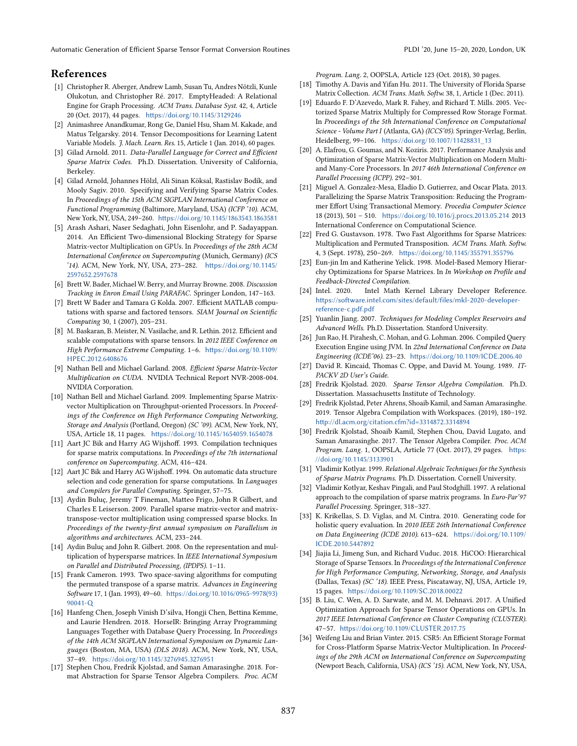## References

[1] Christopher R. Aberger, Andrew Lamb, Susan Tu, Andres Nötzli, Kunle Olukotun, and Christopher Ré. 2017. EmptyHeaded: A Relational Engine for Graph Processing. *ACM Trans. Database Syst.* 42, 4, Article 20 (Oct. 2017), 44 pages. https://doi.org/10.1145/3129246

[2] Animashree Anandkumar, Rong Ge, Daniel Hsu, Sham M. Kakade, and Matus Telgarsky. 2014. Tensor Decompositions for Learning Latent Variable Models. *J. Mach. Learn. Res.* 15, Article 1 (Jan. 2014), 60 pages.

[3] Gilad Arnold. 2011. *Data-Parallel Language for Correct and Efficient Sparse Matrix Codes.* Ph.D. Dissertation. University of California, Berkeley.

[4] Gilad Arnold, Johannes Hölzl, Ali Sinan Köksal, Rastislav Bodík, and Mooly Sagiv. 2010. Specifying and Verifying Sparse Matrix Codes. In *Proceedings of the 15th ACM SIGPLAN International Conference on Functional Programming* (Baltimore, Maryland, USA) *(ICFP '10)*. ACM, New York, NY, USA, 249–260. https://doi.org/10.1145/1863543.1863581

[5] Arash Ashari, Naser Sedaghati, John Eisenlohr, and P. Sadayappan. 2014. An Efficient Two-dimensional Blocking Strategy for Sparse Matrix-vector Multiplication on GPUs. In *Proceedings of the 28th ACM International Conference on Supercomputing* (Munich, Germany) *(ICS '14)*. ACM, New York, NY, USA, 273–282. https://doi.org/10.1145/2597652.2597678

[6] Brett W. Bader, Michael W. Berry, and Murray Browne. 2008. *Discussion Tracking in Enron Email Using PARAFAC.* Springer London, 147–163.

[7] Brett W Bader and Tamara G Kolda. 2007. Efficient MATLAB computations with sparse and factored tensors. *SIAM Journal on Scientific Computing* 30, 1 (2007), 205–231.

[8] M. Baskaran, B. Meister, N. Vasilache, and R. Lethin. 2012. Efficient and scalable computations with sparse tensors. In *2012 IEEE Conference on High Performance Extreme Computing*. 1–6. https://doi.org/10.1109/HPEC.2012.6408676

[9] Nathan Bell and Michael Garland. 2008. *Efficient Sparse Matrix-Vector Multiplication on CUDA.* NVIDIA Technical Report NVR-2008-004. NVIDIA Corporation.

[10] Nathan Bell and Michael Garland. 2009. Implementing Sparse Matrix-vector Multiplication on Throughput-oriented Processors. In *Proceedings of the Conference on High Performance Computing Networking, Storage and Analysis* (Portland, Oregon) *(SC '09)*. ACM, New York, NY, USA, Article 18, 11 pages. https://doi.org/10.1145/1654059.1654078

[11] Aart JC Bik and Harry AG Wijshoff. 1993. Compilation techniques for sparse matrix computations. In *Proceedings of the 7th international conference on Supercomputing*. ACM, 416–424.

[12] Aart JC Bik and Harry AG Wijshoff. 1994. On automatic data structure selection and code generation for sparse computations. In *Languages and Compilers for Parallel Computing*. Springer, 57–75.

[13] Aydin Buluç, Jeremy T Fineman, Matteo Frigo, John R Gilbert, and Charles E Leiserson. 2009. Parallel sparse matrix-vector and matrix-transpose-vector multiplication using compressed sparse blocks. In *Proceedings of the twenty-first annual symposium on Parallelism in algorithms and architectures*. ACM, 233–244.

[14] Aydin Buluç and John R. Gilbert. 2008. On the representation and multiplication of hypersparse matrices. In *IEEE International Symposium on Parallel and Distributed Processing, (IPDPS)*. 1–11.

[15] Frank Cameron. 1993. Two space-saving algorithms for computing the permuted transpose of a sparse matrix. *Advances in Engineering Software* 17, 1 (Jan. 1993), 49–60. https://doi.org/10.1016/0965-9978(93)90041-Q

[16] Hanfeng Chen, Joseph Vinish D'silva, Hongji Chen, Bettina Kemme, and Laurie Hendren. 2018. HorseIR: Bringing Array Programming Languages Together with Database Query Processing. In *Proceedings of the 14th ACM SIGPLAN International Symposium on Dynamic Languages* (Boston, MA, USA) *(DLS 2018)*. ACM, New York, NY, USA, 37–49. https://doi.org/10.1145/3276945.3276951

[17] Stephen Chou, Fredrik Kjolstad, and Saman Amarasinghe. 2018. Format Abstraction for Sparse Tensor Algebra Compilers. *Proc. ACM Program. Lang.* 2, OOPSLA, Article 123 (Oct. 2018), 30 pages.

[18] Timothy A. Davis and Yifan Hu. 2011. The University of Florida Sparse Matrix Collection. *ACM Trans. Math. Softw.* 38, 1, Article 1 (Dec. 2011).

[19] Eduardo F. D'Azevedo, Mark R. Fahey, and Richard T. Mills. 2005. Vectorized Sparse Matrix Multiply for Compressed Row Storage Format. In *Proceedings of the 5th International Conference on Computational Science - Volume Part I* (Atlanta, GA) *(ICCS'05)*. Springer-Verlag, Berlin, Heidelberg, 99–106. https://doi.org/10.1007/11428831_13

[20] A. Elafrou, G. Goumas, and N. Koziris. 2017. Performance Analysis and Optimization of Sparse Matrix-Vector Multiplication on Modern Multi- and Many-Core Processors. In *2017 46th International Conference on Parallel Processing (ICPP)*. 292–301.

[21] Miguel A. Gonzalez-Mesa, Eladio D. Gutierrez, and Oscar Plata. 2013. Parallelizing the Sparse Matrix Transposition: Reducing the Programmer Effort Using Transactional Memory. *Procedia Computer Science* 18 (2013), 501 – 510. https://doi.org/10.1016/j.procs.2013.05.214 2013 International Conference on Computational Science.

[22] Fred G. Gustavson. 1978. Two Fast Algorithms for Sparse Matrices: Multiplication and Permuted Transposition. *ACM Trans. Math. Softw.* 4, 3 (Sept. 1978), 250–269. https://doi.org/10.1145/355791.355796

[23] Eun-jin Im and Katherine Yelick. 1998. Model-Based Memory Hierarchy Optimizations for Sparse Matrices. In *In Workshop on Profile and Feedback-Directed Compilation*.

[24] Intel. 2020. Intel Math Kernel Library Developer Reference. https://software.intel.com/sites/default/files/mkl-2020-developer-reference-c.pdf.pdf

[25] Yuanlin Jiang. 2007. *Techniques for Modeling Complex Reservoirs and Advanced Wells.* Ph.D. Dissertation. Stanford University.

[26] Jun Rao, H. Pirahesh, C. Mohan, and G. Lohman. 2006. Compiled Query Execution Engine using JVM. In *22nd International Conference on Data Engineering (ICDE'06)*. 23–23. https://doi.org/10.1109/ICDE.2006.40

[27] David R. Kincaid, Thomas C. Oppe, and David M. Young. 1989. *ITPACKV 2D User's Guide.*

[28] Fredrik Kjolstad. 2020. *Sparse Tensor Algebra Compilation.* Ph.D. Dissertation. Massachusetts Institute of Technology.

[29] Fredrik Kjolstad, Peter Ahrens, Shoaib Kamil, and Saman Amarasinghe. 2019. Tensor Algebra Compilation with Workspaces. (2019), 180–192. http://dl.acm.org/citation.cfm?id=3314872.3314894

[30] Fredrik Kjolstad, Shoaib Kamil, Stephen Chou, David Lugato, and Saman Amarasinghe. 2017. The Tensor Algebra Compiler. *Proc. ACM Program. Lang.* 1, OOPSLA, Article 77 (Oct. 2017), 29 pages. https://doi.org/10.1145/3133901

[31] Vladimir Kotlyar. 1999. *Relational Algebraic Techniques for the Synthesis of Sparse Matrix Programs.* Ph.D. Dissertation. Cornell University.

[32] Vladimir Kotlyar, Keshav Pingali, and Paul Stodghill. 1997. A relational approach to the compilation of sparse matrix programs. In *Euro-Par'97 Parallel Processing*. Springer, 318–327.

[33] K. Krikellas, S. D. Viglas, and M. Cintra. 2010. Generating code for holistic query evaluation. In *2010 IEEE 26th International Conference on Data Engineering (ICDE 2010)*. 613–624. https://doi.org/10.1109/ICDE.2010.5447892

[34] Jiajia Li, Jimeng Sun, and Richard Vuduc. 2018. HiCOO: Hierarchical Storage of Sparse Tensors. In *Proceedings of the International Conference for High Performance Computing, Networking, Storage, and Analysis* (Dallas, Texas) *(SC '18)*. IEEE Press, Piscataway, NJ, USA, Article 19, 15 pages. https://doi.org/10.1109/SC.2018.00022

[35] B. Liu, C. Wen, A. D. Sarwate, and M. M. Dehnavi. 2017. A Unified Optimization Approach for Sparse Tensor Operations on GPUs. In *2017 IEEE International Conference on Cluster Computing (CLUSTER)*. 47–57. https://doi.org/10.1109/CLUSTER.2017.75

[36] Weifeng Liu and Brian Vinter. 2015. CSR5: An Efficient Storage Format for Cross-Platform Sparse Matrix-Vector Multiplication. In *Proceedings of the 29th ACM on International Conference on Supercomputing* (Newport Beach, California, USA) *(ICS '15)*. ACM, New York, NY, USA,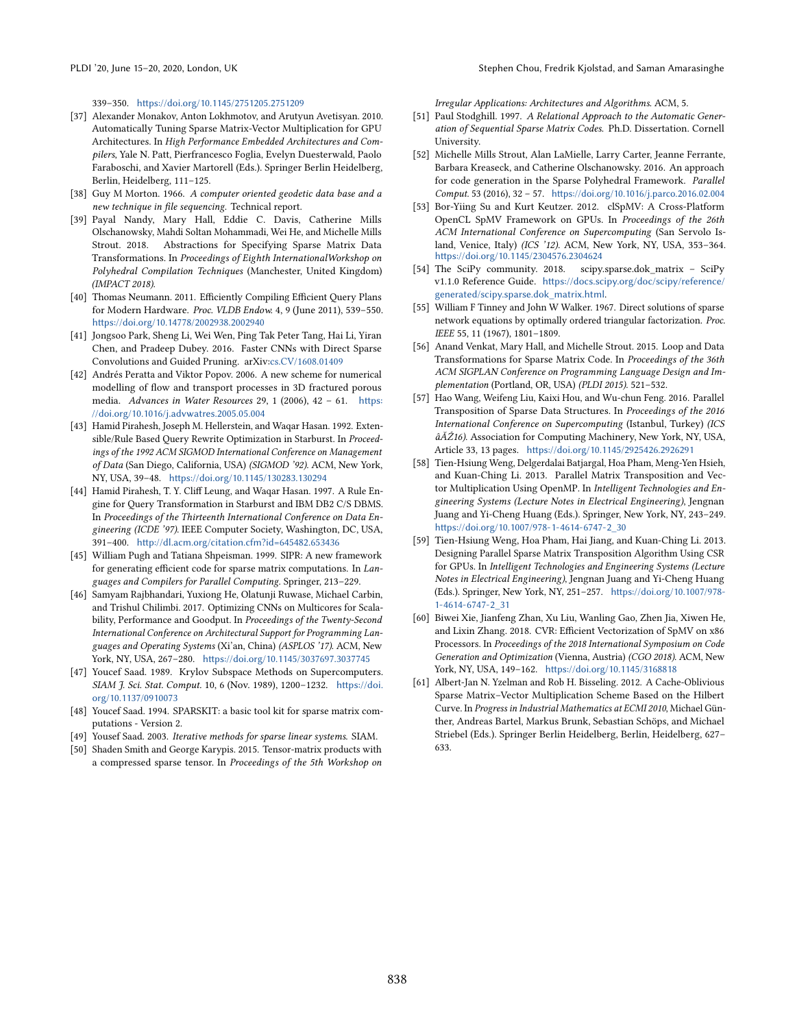339–350. https://doi.org/10.1145/2751205.2751209

[37] Alexander Monakov, Anton Lokhmotov, and Arutyun Avetisyan. 2010. Automatically Tuning Sparse Matrix-Vector Multiplication for GPU Architectures. In *High Performance Embedded Architectures and Compilers*, Yale N. Patt, Pierfrancesco Foglia, Evelyn Duesterwald, Paolo Faraboschi, and Xavier Martorell (Eds.). Springer Berlin Heidelberg, Berlin, Heidelberg, 111–125.

[38] Guy M Morton. 1966. *A computer oriented geodetic data base and a new technique in file sequencing.* Technical report.

[39] Payal Nandy, Mary Hall, Eddie C. Davis, Catherine Mills Olschanowsky, Mahdi Soltan Mohammadi, Wei He, and Michelle Mills Strout. 2018. Abstractions for Specifying Sparse Matrix Data Transformations. In *Proceedings of Eighth InternationalWorkshop on Polyhedral Compilation Techniques* (Manchester, United Kingdom) *(IMPACT 2018)*.

[40] Thomas Neumann. 2011. Efficiently Compiling Efficient Query Plans for Modern Hardware. *Proc. VLDB Endow.* 4, 9 (June 2011), 539–550. https://doi.org/10.14778/2002938.2002940

[41] Jongsoo Park, Sheng Li, Wei Wen, Ping Tak Peter Tang, Hai Li, Yiran Chen, and Pradeep Dubey. 2016. Faster CNNs with Direct Sparse Convolutions and Guided Pruning. arXiv:cs.CV/1608.01409

[42] Andrés Peratta and Viktor Popov. 2006. A new scheme for numerical modelling of flow and transport processes in 3D fractured porous media. *Advances in Water Resources* 29, 1 (2006), 42 – 61. https://doi.org/10.1016/j.advwatres.2005.05.004

[43] Hamid Pirahesh, Joseph M. Hellerstein, and Waqar Hasan. 1992. Extensible/Rule Based Query Rewrite Optimization in Starburst. In *Proceedings of the 1992 ACM SIGMOD International Conference on Management of Data* (San Diego, California, USA) *(SIGMOD '92)*. ACM, New York, NY, USA, 39–48. https://doi.org/10.1145/130283.130294

[44] Hamid Pirahesh, T. Y. Cliff Leung, and Waqar Hasan. 1997. A Rule Engine for Query Transformation in Starburst and IBM DB2 C/S DBMS. In *Proceedings of the Thirteenth International Conference on Data Engineering (ICDE '97)*. IEEE Computer Society, Washington, DC, USA, 391–400. http://dl.acm.org/citation.cfm?id=645482.653436

[45] William Pugh and Tatiana Shpeisman. 1999. SIPR: A new framework for generating efficient code for sparse matrix computations. In *Languages and Compilers for Parallel Computing*. Springer, 213–229.

[46] Samyam Rajbhandari, Yuxiong He, Olatunji Ruwase, Michael Carbin, and Trishul Chilimbi. 2017. Optimizing CNNs on Multicores for Scalability, Performance and Goodput. In *Proceedings of the Twenty-Second International Conference on Architectural Support for Programming Languages and Operating Systems* (Xi'an, China) *(ASPLOS '17)*. ACM, New York, NY, USA, 267–280. https://doi.org/10.1145/3037697.3037745

[47] Youcef Saad. 1989. Krylov Subspace Methods on Supercomputers. *SIAM J. Sci. Stat. Comput.* 10, 6 (Nov. 1989), 1200–1232. https://doi.org/10.1137/0910073

[48] Youcef Saad. 1994. SPARSKIT: a basic tool kit for sparse matrix computations - Version 2.

[49] Yousef Saad. 2003. *Iterative methods for sparse linear systems.* SIAM.

[50] Shaden Smith and George Karypis. 2015. Tensor-matrix products with a compressed sparse tensor. In *Proceedings of the 5th Workshop on Irregular Applications: Architectures and Algorithms*. ACM, 5.

[51] Paul Stodghill. 1997. *A Relational Approach to the Automatic Generation of Sequential Sparse Matrix Codes.* Ph.D. Dissertation. Cornell University.

[52] Michelle Mills Strout, Alan LaMielle, Larry Carter, Jeanne Ferrante, Barbara Kreaseck, and Catherine Olschanowsky. 2016. An approach for code generation in the Sparse Polyhedral Framework. *Parallel Comput.* 53 (2016), 32 – 57. https://doi.org/10.1016/j.parco.2016.02.004

[53] Bor-Yiing Su and Kurt Keutzer. 2012. clSpMV: A Cross-Platform OpenCL SpMV Framework on GPUs. In *Proceedings of the 26th ACM International Conference on Supercomputing* (San Servolo Island, Venice, Italy) *(ICS '12)*. ACM, New York, NY, USA, 353–364. https://doi.org/10.1145/2304576.2304624

[54] The SciPy community. 2018. scipy.sparse.dok_matrix – SciPy v1.1.0 Reference Guide. https://docs.scipy.org/doc/scipy/reference/generated/scipy.sparse.dok_matrix.html.

[55] William F Tinney and John W Walker. 1967. Direct solutions of sparse network equations by optimally ordered triangular factorization. *Proc. IEEE* 55, 11 (1967), 1801–1809.

[56] Anand Venkat, Mary Hall, and Michelle Strout. 2015. Loop and Data Transformations for Sparse Matrix Code. In *Proceedings of the 36th ACM SIGPLAN Conference on Programming Language Design and Implementation* (Portland, OR, USA) *(PLDI 2015)*. 521–532.

[57] Hao Wang, Weifeng Liu, Kaixi Hou, and Wu-chun Feng. 2016. Parallel Transposition of Sparse Data Structures. In *Proceedings of the 2016 International Conference on Supercomputing* (Istanbul, Turkey) *(ICS âĂŹ16)*. Association for Computing Machinery, New York, NY, USA, Article 33, 13 pages. https://doi.org/10.1145/2925426.2926291

[58] Tien-Hsiung Weng, Delgerdalai Batjargal, Hoa Pham, Meng-Yen Hsieh, and Kuan-Ching Li. 2013. Parallel Matrix Transposition and Vector Multiplication Using OpenMP. In *Intelligent Technologies and Engineering Systems (Lecture Notes in Electrical Engineering)*, Jengnan Juang and Yi-Cheng Huang (Eds.). Springer, New York, NY, 243–249. https://doi.org/10.1007/978-1-4614-6747-2_30

[59] Tien-Hsiung Weng, Hoa Pham, Hai Jiang, and Kuan-Ching Li. 2013. Designing Parallel Sparse Matrix Transposition Algorithm Using CSR for GPUs. In *Intelligent Technologies and Engineering Systems (Lecture Notes in Electrical Engineering)*, Jengnan Juang and Yi-Cheng Huang (Eds.). Springer, New York, NY, 251–257. https://doi.org/10.1007/978-1-4614-6747-2_31

[60] Biwei Xie, Jianfeng Zhan, Xu Liu, Wanling Gao, Zhen Jia, Xiwen He, and Lixin Zhang. 2018. CVR: Efficient Vectorization of SpMV on x86 Processors. In *Proceedings of the 2018 International Symposium on Code Generation and Optimization* (Vienna, Austria) *(CGO 2018)*. ACM, New York, NY, USA, 149–162. https://doi.org/10.1145/3168818

[61] Albert-Jan N. Yzelman and Rob H. Bisseling. 2012. A Cache-Oblivious Sparse Matrix–Vector Multiplication Scheme Based on the Hilbert Curve. In *Progress in Industrial Mathematics at ECMI 2010*, Michael Günther, Andreas Bartel, Markus Brunk, Sebastian Schöps, and Michael Striebel (Eds.). Springer Berlin Heidelberg, Berlin, Heidelberg, 627–633.